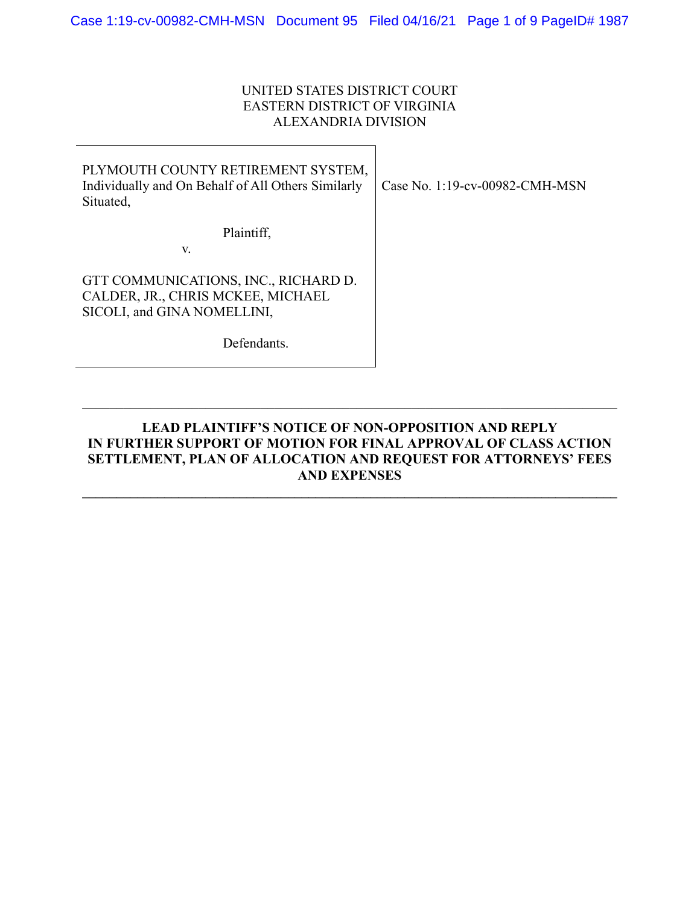UNITED STATES DISTRICT COURT
EASTERN DISTRICT OF VIRGINIA
ALEXANDRIA DIVISION

| | |
|---|---|
| PLYMOUTH COUNTY RETIREMENT SYSTEM, Individually and On Behalf of All Others Similarly Situated,<br><br>Plaintiff,<br><br>v.<br><br>GTT COMMUNICATIONS, INC., RICHARD D. CALDER, JR., CHRIS MCKEE, MICHAEL SICOLI, and GINA NOMELLINI,<br><br>Defendants. | Case No. 1:19-cv-00982-CMH-MSN |

---

**LEAD PLAINTIFF'S NOTICE OF NON-OPPOSITION AND REPLY IN FURTHER SUPPORT OF MOTION FOR FINAL APPROVAL OF CLASS ACTION SETTLEMENT, PLAN OF ALLOCATION AND REQUEST FOR ATTORNEYS' FEES AND EXPENSES**

---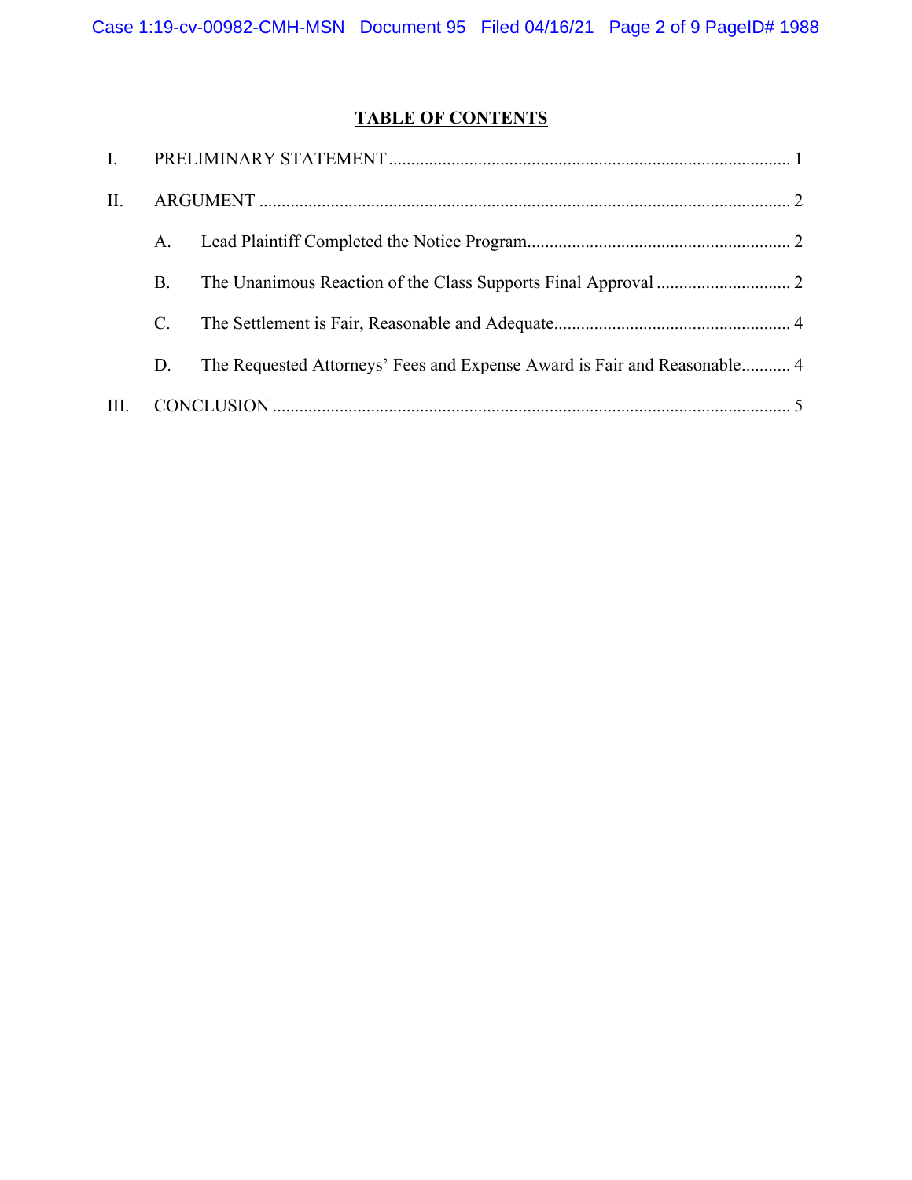## TABLE OF CONTENTS

I. PRELIMINARY STATEMENT ..... 1

II. ARGUMENT ..... 2

- A. Lead Plaintiff Completed the Notice Program ..... 2
- B. The Unanimous Reaction of the Class Supports Final Approval ..... 2
- C. The Settlement is Fair, Reasonable and Adequate ..... 4
- D. The Requested Attorneys' Fees and Expense Award is Fair and Reasonable ..... 4

III. CONCLUSION ..... 5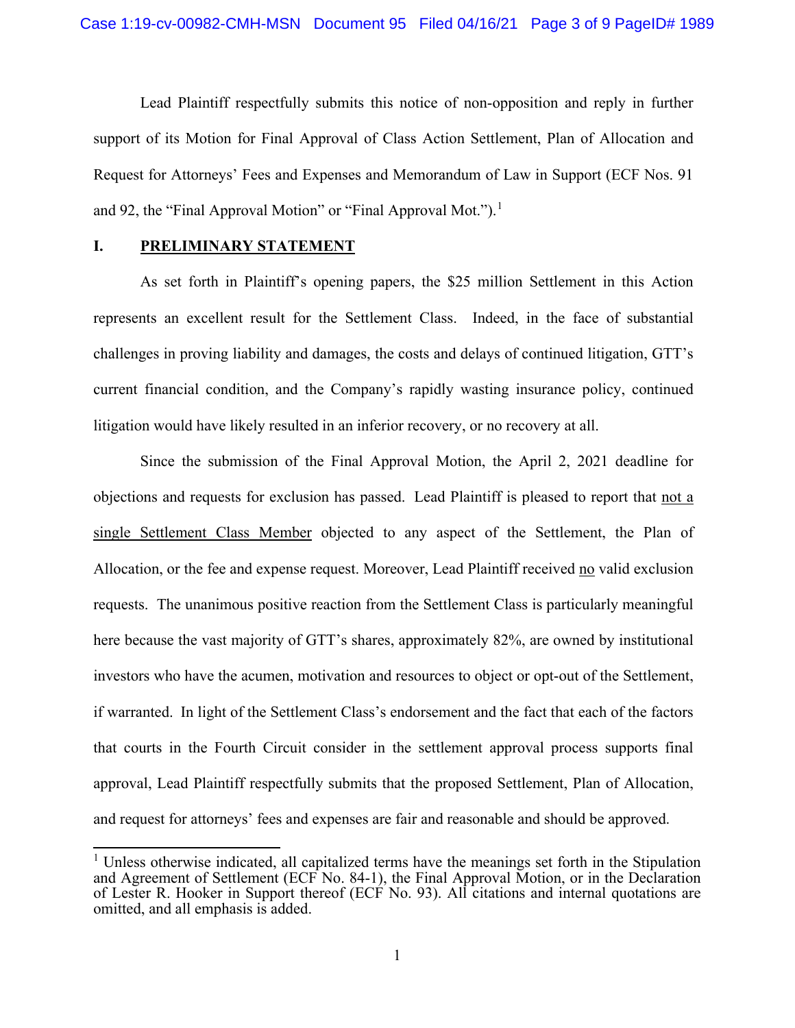Lead Plaintiff respectfully submits this notice of non-opposition and reply in further support of its Motion for Final Approval of Class Action Settlement, Plan of Allocation and Request for Attorneys' Fees and Expenses and Memorandum of Law in Support (ECF Nos. 91 and 92, the "Final Approval Motion" or "Final Approval Mot.").[1]

## I. PRELIMINARY STATEMENT

As set forth in Plaintiff's opening papers, the $25 million Settlement in this Action represents an excellent result for the Settlement Class. Indeed, in the face of substantial challenges in proving liability and damages, the costs and delays of continued litigation, GTT's current financial condition, and the Company's rapidly wasting insurance policy, continued litigation would have likely resulted in an inferior recovery, or no recovery at all.

Since the submission of the Final Approval Motion, the April 2, 2021 deadline for objections and requests for exclusion has passed. Lead Plaintiff is pleased to report that <u>not a single Settlement Class Member</u> objected to any aspect of the Settlement, the Plan of Allocation, or the fee and expense request. Moreover, Lead Plaintiff received <u>no</u> valid exclusion requests. The unanimous positive reaction from the Settlement Class is particularly meaningful here because the vast majority of GTT's shares, approximately 82%, are owned by institutional investors who have the acumen, motivation and resources to object or opt-out of the Settlement, if warranted. In light of the Settlement Class's endorsement and the fact that each of the factors that courts in the Fourth Circuit consider in the settlement approval process supports final approval, Lead Plaintiff respectfully submits that the proposed Settlement, Plan of Allocation, and request for attorneys' fees and expenses are fair and reasonable and should be approved.

---

[1] Unless otherwise indicated, all capitalized terms have the meanings set forth in the Stipulation and Agreement of Settlement (ECF No. 84-1), the Final Approval Motion, or in the Declaration of Lester R. Hooker in Support thereof (ECF No. 93). All citations and internal quotations are omitted, and all emphasis is added.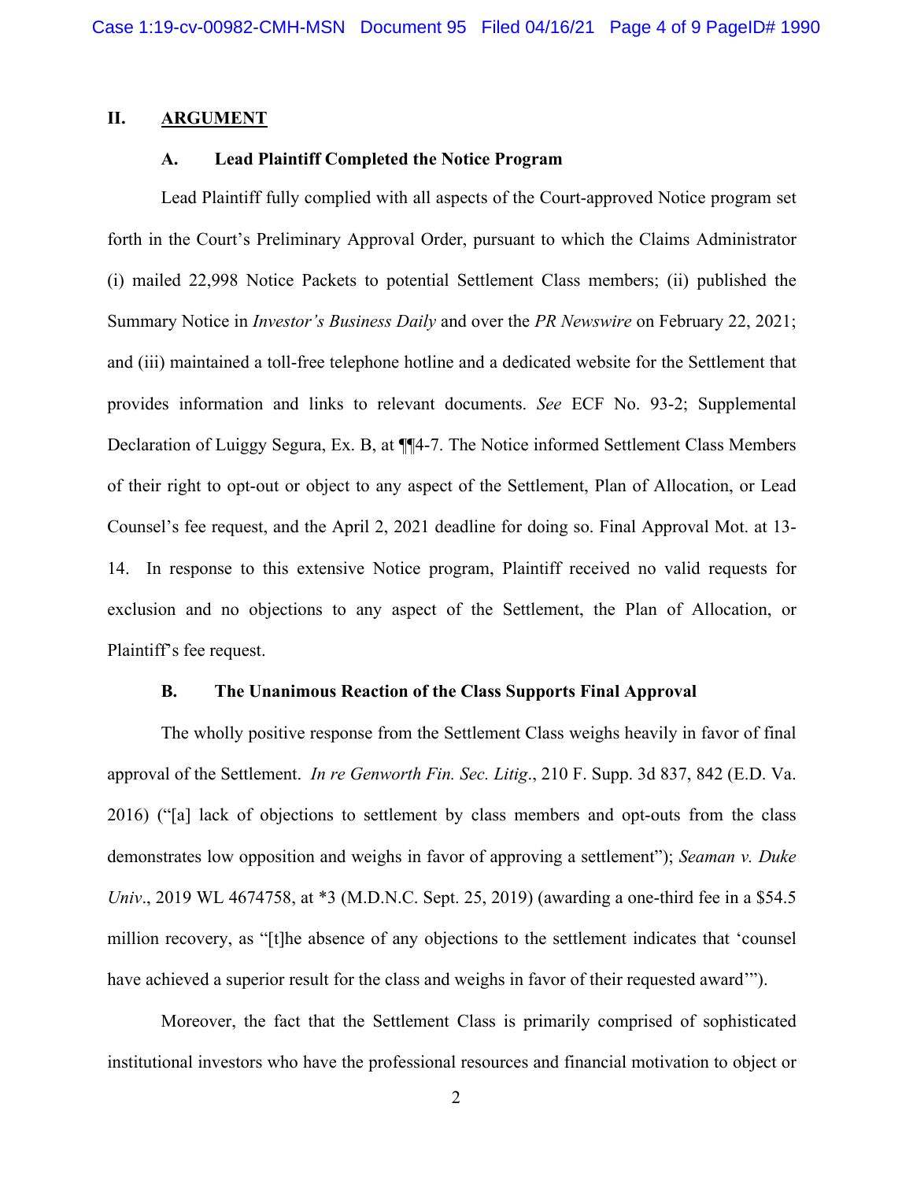## II. ARGUMENT

### A. Lead Plaintiff Completed the Notice Program

Lead Plaintiff fully complied with all aspects of the Court-approved Notice program set forth in the Court's Preliminary Approval Order, pursuant to which the Claims Administrator (i) mailed 22,998 Notice Packets to potential Settlement Class members; (ii) published the Summary Notice in *Investor's Business Daily* and over the *PR Newswire* on February 22, 2021; and (iii) maintained a toll-free telephone hotline and a dedicated website for the Settlement that provides information and links to relevant documents. *See* ECF No. 93-2; Supplemental Declaration of Luiggy Segura, Ex. B, at ¶¶4-7. The Notice informed Settlement Class Members of their right to opt-out or object to any aspect of the Settlement, Plan of Allocation, or Lead Counsel's fee request, and the April 2, 2021 deadline for doing so. Final Approval Mot. at 13-14. In response to this extensive Notice program, Plaintiff received no valid requests for exclusion and no objections to any aspect of the Settlement, the Plan of Allocation, or Plaintiff's fee request.

### B. The Unanimous Reaction of the Class Supports Final Approval

The wholly positive response from the Settlement Class weighs heavily in favor of final approval of the Settlement. *In re Genworth Fin. Sec. Litig*., 210 F. Supp. 3d 837, 842 (E.D. Va. 2016) ("[a] lack of objections to settlement by class members and opt-outs from the class demonstrates low opposition and weighs in favor of approving a settlement"); *Seaman v. Duke Univ*., 2019 WL 4674758, at *3 (M.D.N.C. Sept. 25, 2019) (awarding a one-third fee in a $54.5 million recovery, as "[t]he absence of any objections to the settlement indicates that 'counsel have achieved a superior result for the class and weighs in favor of their requested award'").

Moreover, the fact that the Settlement Class is primarily comprised of sophisticated institutional investors who have the professional resources and financial motivation to object or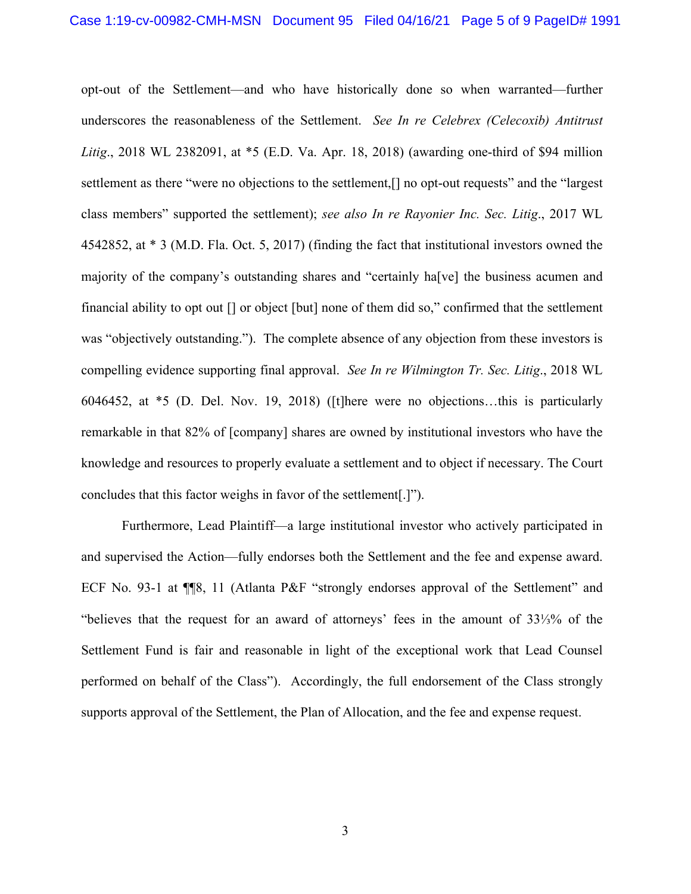opt-out of the Settlement—and who have historically done so when warranted—further underscores the reasonableness of the Settlement. *See In re Celebrex (Celecoxib) Antitrust Litig.*, 2018 WL 2382091, at *5 (E.D. Va. Apr. 18, 2018) (awarding one-third of $94 million settlement as there "were no objections to the settlement,[] no opt-out requests" and the "largest class members" supported the settlement); *see also In re Rayonier Inc. Sec. Litig.*, 2017 WL 4542852, at * 3 (M.D. Fla. Oct. 5, 2017) (finding the fact that institutional investors owned the majority of the company's outstanding shares and "certainly ha[ve] the business acumen and financial ability to opt out [] or object [but] none of them did so," confirmed that the settlement was "objectively outstanding."). The complete absence of any objection from these investors is compelling evidence supporting final approval. *See In re Wilmington Tr. Sec. Litig.*, 2018 WL 6046452, at *5 (D. Del. Nov. 19, 2018) ([t]here were no objections…this is particularly remarkable in that 82% of [company] shares are owned by institutional investors who have the knowledge and resources to properly evaluate a settlement and to object if necessary. The Court concludes that this factor weighs in favor of the settlement[.]").

Furthermore, Lead Plaintiff—a large institutional investor who actively participated in and supervised the Action—fully endorses both the Settlement and the fee and expense award. ECF No. 93-1 at ¶¶8, 11 (Atlanta P&F "strongly endorses approval of the Settlement" and "believes that the request for an award of attorneys' fees in the amount of 33⅓% of the Settlement Fund is fair and reasonable in light of the exceptional work that Lead Counsel performed on behalf of the Class"). Accordingly, the full endorsement of the Class strongly supports approval of the Settlement, the Plan of Allocation, and the fee and expense request.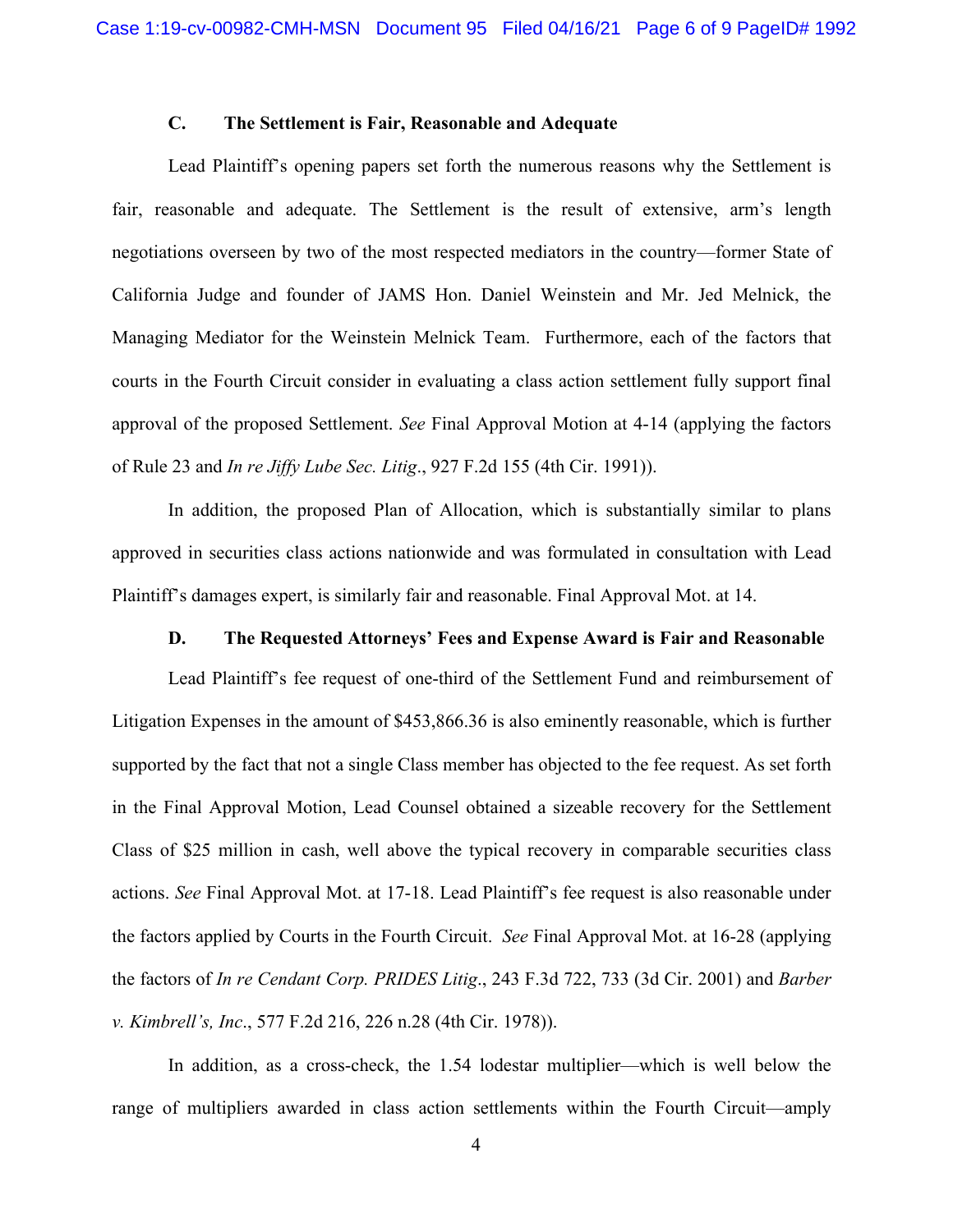### C. The Settlement is Fair, Reasonable and Adequate

Lead Plaintiff's opening papers set forth the numerous reasons why the Settlement is fair, reasonable and adequate. The Settlement is the result of extensive, arm's length negotiations overseen by two of the most respected mediators in the country—former State of California Judge and founder of JAMS Hon. Daniel Weinstein and Mr. Jed Melnick, the Managing Mediator for the Weinstein Melnick Team. Furthermore, each of the factors that courts in the Fourth Circuit consider in evaluating a class action settlement fully support final approval of the proposed Settlement. *See* Final Approval Motion at 4-14 (applying the factors of Rule 23 and *In re Jiffy Lube Sec. Litig*., 927 F.2d 155 (4th Cir. 1991)).

In addition, the proposed Plan of Allocation, which is substantially similar to plans approved in securities class actions nationwide and was formulated in consultation with Lead Plaintiff's damages expert, is similarly fair and reasonable. Final Approval Mot. at 14.

### D. The Requested Attorneys' Fees and Expense Award is Fair and Reasonable

Lead Plaintiff's fee request of one-third of the Settlement Fund and reimbursement of Litigation Expenses in the amount of $453,866.36 is also eminently reasonable, which is further supported by the fact that not a single Class member has objected to the fee request. As set forth in the Final Approval Motion, Lead Counsel obtained a sizeable recovery for the Settlement Class of $25 million in cash, well above the typical recovery in comparable securities class actions. *See* Final Approval Mot. at 17-18. Lead Plaintiff's fee request is also reasonable under the factors applied by Courts in the Fourth Circuit. *See* Final Approval Mot. at 16-28 (applying the factors of *In re Cendant Corp. PRIDES Litig*., 243 F.3d 722, 733 (3d Cir. 2001) and *Barber v. Kimbrell's, Inc*., 577 F.2d 216, 226 n.28 (4th Cir. 1978)).

In addition, as a cross-check, the 1.54 lodestar multiplier—which is well below the range of multipliers awarded in class action settlements within the Fourth Circuit—amply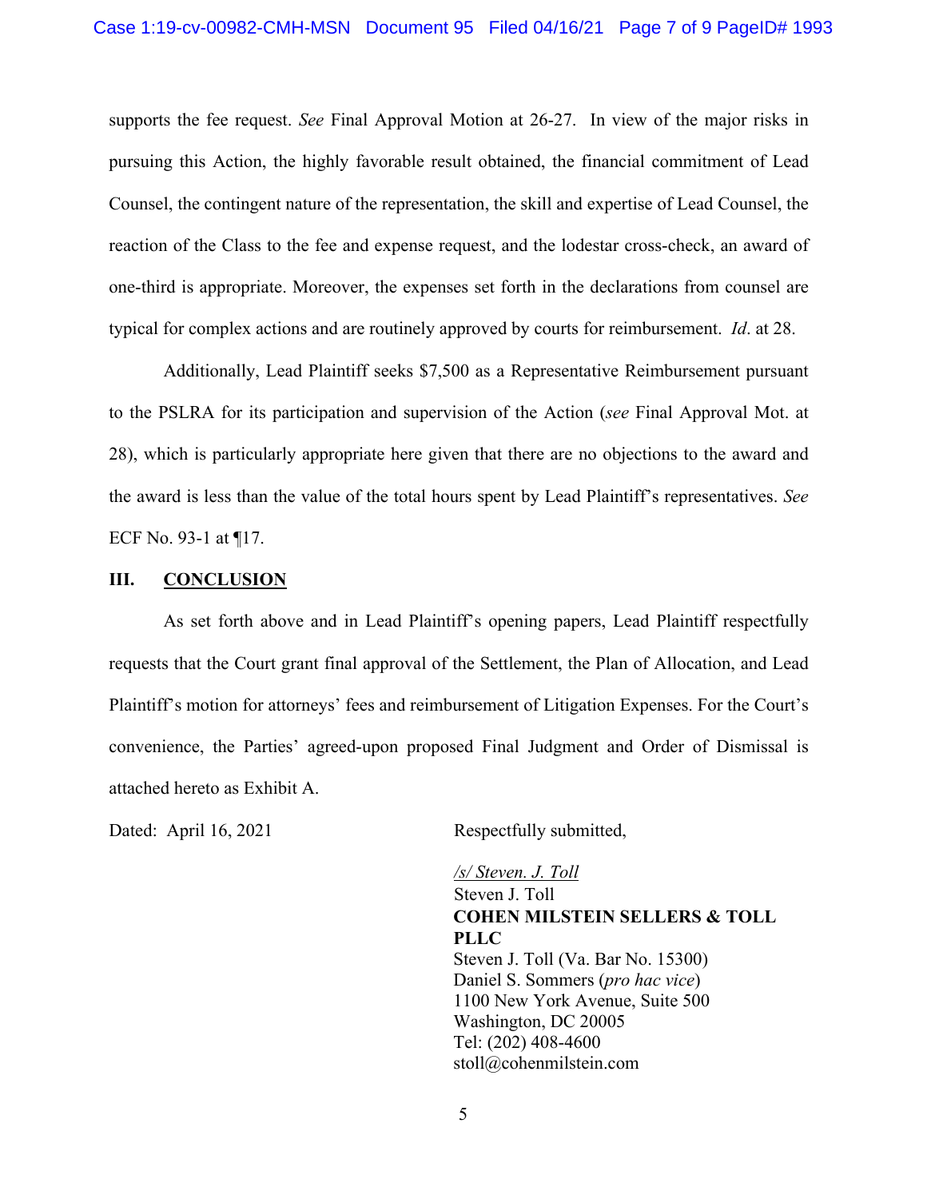supports the fee request. *See* Final Approval Motion at 26-27. In view of the major risks in pursuing this Action, the highly favorable result obtained, the financial commitment of Lead Counsel, the contingent nature of the representation, the skill and expertise of Lead Counsel, the reaction of the Class to the fee and expense request, and the lodestar cross-check, an award of one-third is appropriate. Moreover, the expenses set forth in the declarations from counsel are typical for complex actions and are routinely approved by courts for reimbursement. *Id*. at 28.

Additionally, Lead Plaintiff seeks $7,500 as a Representative Reimbursement pursuant to the PSLRA for its participation and supervision of the Action (*see* Final Approval Mot. at 28), which is particularly appropriate here given that there are no objections to the award and the award is less than the value of the total hours spent by Lead Plaintiff's representatives. *See* ECF No. 93-1 at ¶17.

## III. CONCLUSION

As set forth above and in Lead Plaintiff's opening papers, Lead Plaintiff respectfully requests that the Court grant final approval of the Settlement, the Plan of Allocation, and Lead Plaintiff's motion for attorneys' fees and reimbursement of Litigation Expenses. For the Court's convenience, the Parties' agreed-upon proposed Final Judgment and Order of Dismissal is attached hereto as Exhibit A.

Dated: April 16, 2021

Respectfully submitted,

*/s/ Steven. J. Toll*
Steven J. Toll
**COHEN MILSTEIN SELLERS & TOLL PLLC**
Steven J. Toll (Va. Bar No. 15300)
Daniel S. Sommers (*pro hac vice*)
1100 New York Avenue, Suite 500
Washington, DC 20005
Tel: (202) 408-4600
stoll@cohenmilstein.com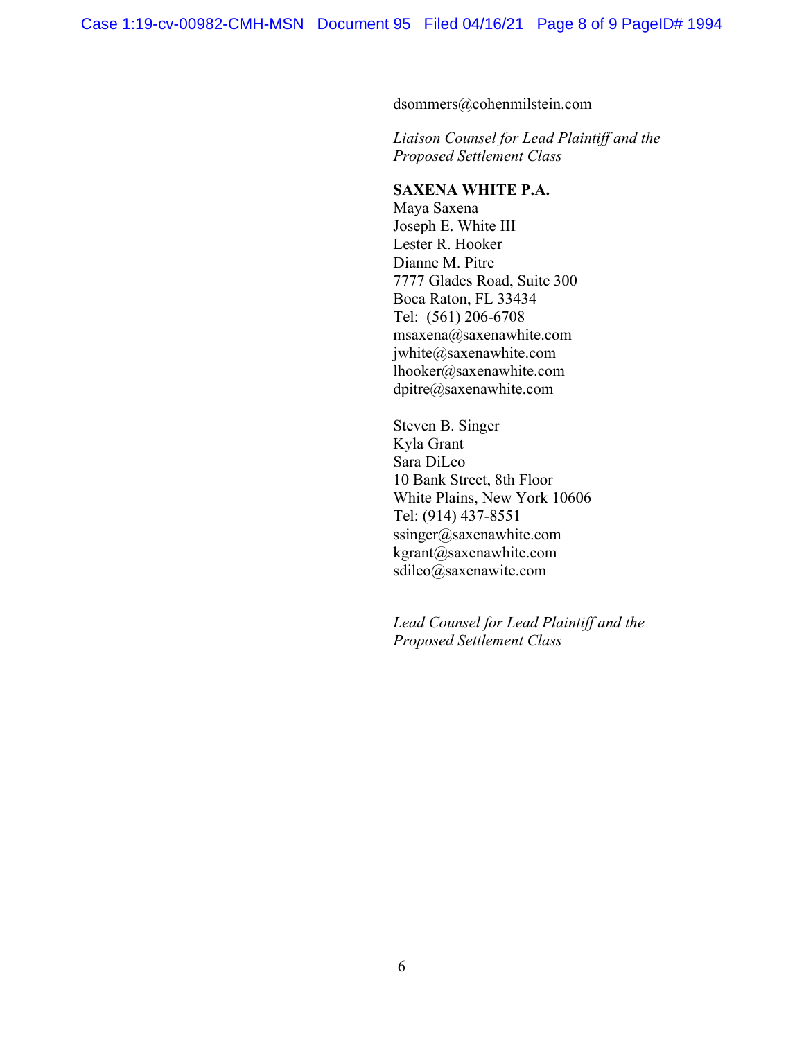dsommers@cohenmilstein.com

*Liaison Counsel for Lead Plaintiff and the Proposed Settlement Class*

**SAXENA WHITE P.A.**
Maya Saxena
Joseph E. White III
Lester R. Hooker
Dianne M. Pitre
7777 Glades Road, Suite 300
Boca Raton, FL 33434
Tel: (561) 206-6708
msaxena@saxenawhite.com
jwhite@saxenawhite.com
lhooker@saxenawhite.com
dpitre@saxenawhite.com

Steven B. Singer
Kyla Grant
Sara DiLeo
10 Bank Street, 8th Floor
White Plains, New York 10606
Tel: (914) 437-8551
ssinger@saxenawhite.com
kgrant@saxenawhite.com
sdileo@saxenawite.com

*Lead Counsel for Lead Plaintiff and the Proposed Settlement Class*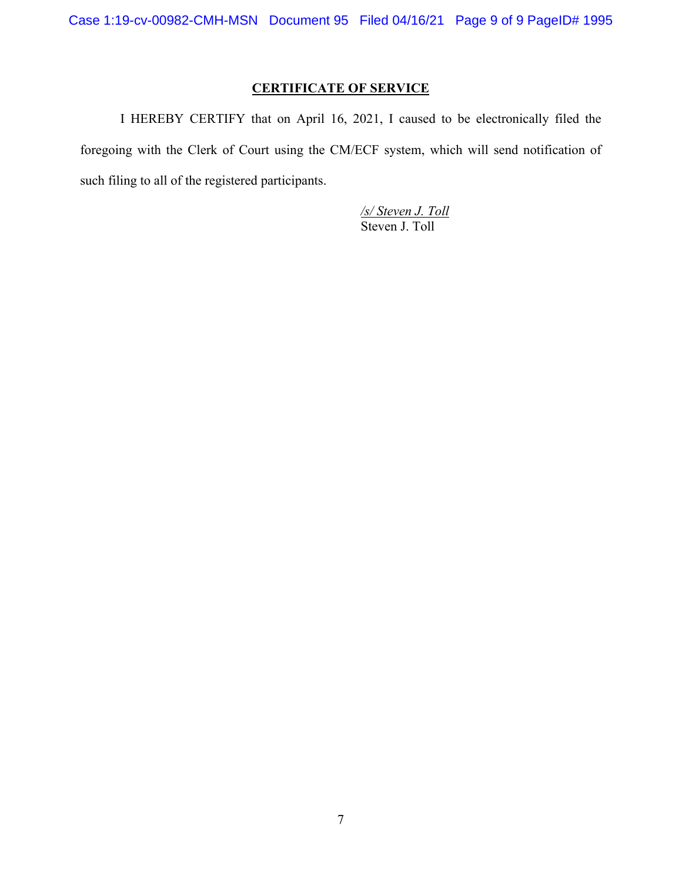## CERTIFICATE OF SERVICE

I HEREBY CERTIFY that on April 16, 2021, I caused to be electronically filed the foregoing with the Clerk of Court using the CM/ECF system, which will send notification of such filing to all of the registered participants.

*/s/ Steven J. Toll*
Steven J. Toll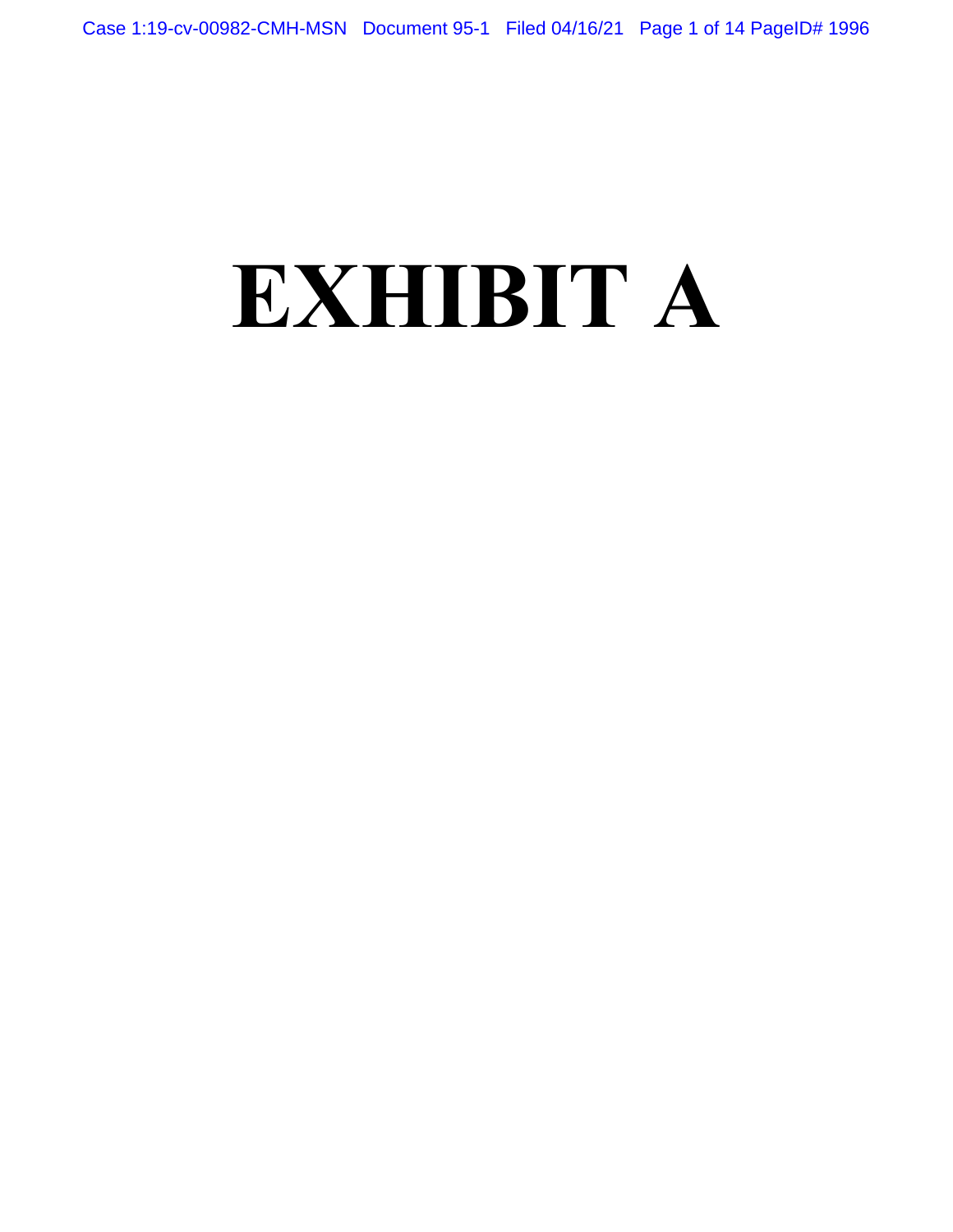# EXHIBIT A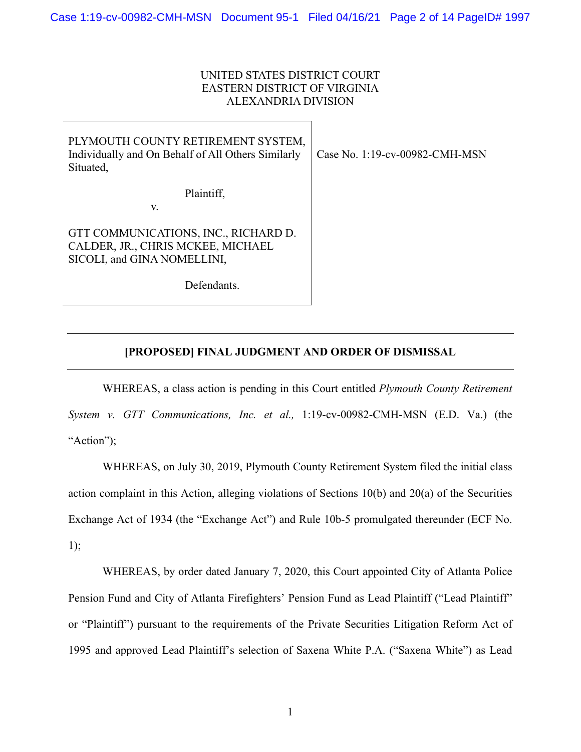UNITED STATES DISTRICT COURT
EASTERN DISTRICT OF VIRGINIA
ALEXANDRIA DIVISION

| | |
|---|---|
| PLYMOUTH COUNTY RETIREMENT SYSTEM, Individually and On Behalf of All Others Similarly Situated,<br><br>Plaintiff,<br><br>v.<br><br>GTT COMMUNICATIONS, INC., RICHARD D. CALDER, JR., CHRIS MCKEE, MICHAEL SICOLI, and GINA NOMELLINI,<br><br>Defendants. | Case No. 1:19-cv-00982-CMH-MSN |

## [PROPOSED] FINAL JUDGMENT AND ORDER OF DISMISSAL

WHEREAS, a class action is pending in this Court entitled *Plymouth County Retirement System v. GTT Communications, Inc. et al.,* 1:19-cv-00982-CMH-MSN (E.D. Va.) (the "Action");

WHEREAS, on July 30, 2019, Plymouth County Retirement System filed the initial class action complaint in this Action, alleging violations of Sections 10(b) and 20(a) of the Securities Exchange Act of 1934 (the "Exchange Act") and Rule 10b-5 promulgated thereunder (ECF No. 1);

WHEREAS, by order dated January 7, 2020, this Court appointed City of Atlanta Police Pension Fund and City of Atlanta Firefighters' Pension Fund as Lead Plaintiff ("Lead Plaintiff" or "Plaintiff") pursuant to the requirements of the Private Securities Litigation Reform Act of 1995 and approved Lead Plaintiff's selection of Saxena White P.A. ("Saxena White") as Lead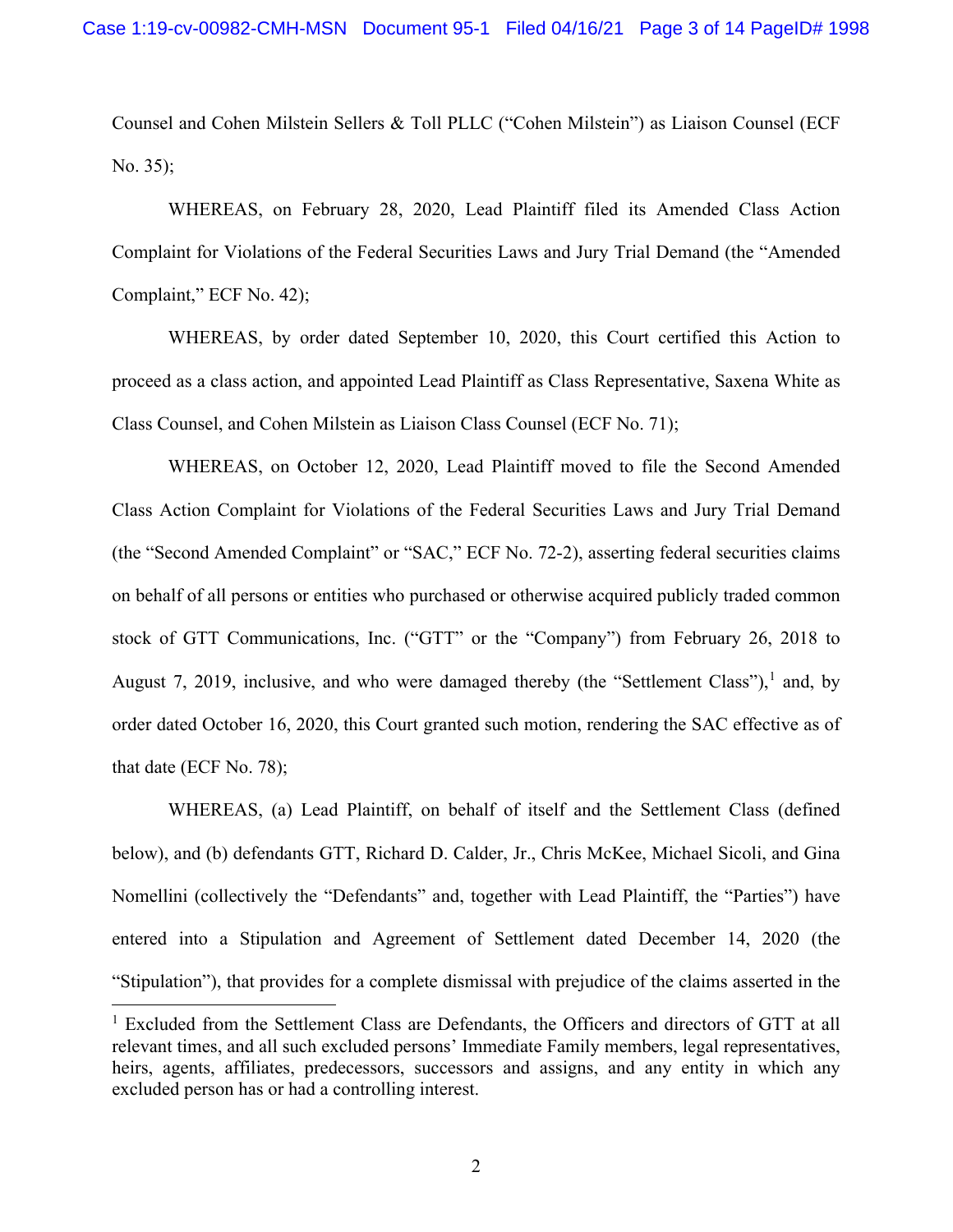Counsel and Cohen Milstein Sellers & Toll PLLC ("Cohen Milstein") as Liaison Counsel (ECF No. 35);

WHEREAS, on February 28, 2020, Lead Plaintiff filed its Amended Class Action Complaint for Violations of the Federal Securities Laws and Jury Trial Demand (the "Amended Complaint," ECF No. 42);

WHEREAS, by order dated September 10, 2020, this Court certified this Action to proceed as a class action, and appointed Lead Plaintiff as Class Representative, Saxena White as Class Counsel, and Cohen Milstein as Liaison Class Counsel (ECF No. 71);

WHEREAS, on October 12, 2020, Lead Plaintiff moved to file the Second Amended Class Action Complaint for Violations of the Federal Securities Laws and Jury Trial Demand (the "Second Amended Complaint" or "SAC," ECF No. 72-2), asserting federal securities claims on behalf of all persons or entities who purchased or otherwise acquired publicly traded common stock of GTT Communications, Inc. ("GTT" or the "Company") from February 26, 2018 to August 7, 2019, inclusive, and who were damaged thereby (the "Settlement Class"),[1] and, by order dated October 16, 2020, this Court granted such motion, rendering the SAC effective as of that date (ECF No. 78);

WHEREAS, (a) Lead Plaintiff, on behalf of itself and the Settlement Class (defined below), and (b) defendants GTT, Richard D. Calder, Jr., Chris McKee, Michael Sicoli, and Gina Nomellini (collectively the "Defendants" and, together with Lead Plaintiff, the "Parties") have entered into a Stipulation and Agreement of Settlement dated December 14, 2020 (the "Stipulation"), that provides for a complete dismissal with prejudice of the claims asserted in the

[1] Excluded from the Settlement Class are Defendants, the Officers and directors of GTT at all relevant times, and all such excluded persons' Immediate Family members, legal representatives, heirs, agents, affiliates, predecessors, successors and assigns, and any entity in which any excluded person has or had a controlling interest.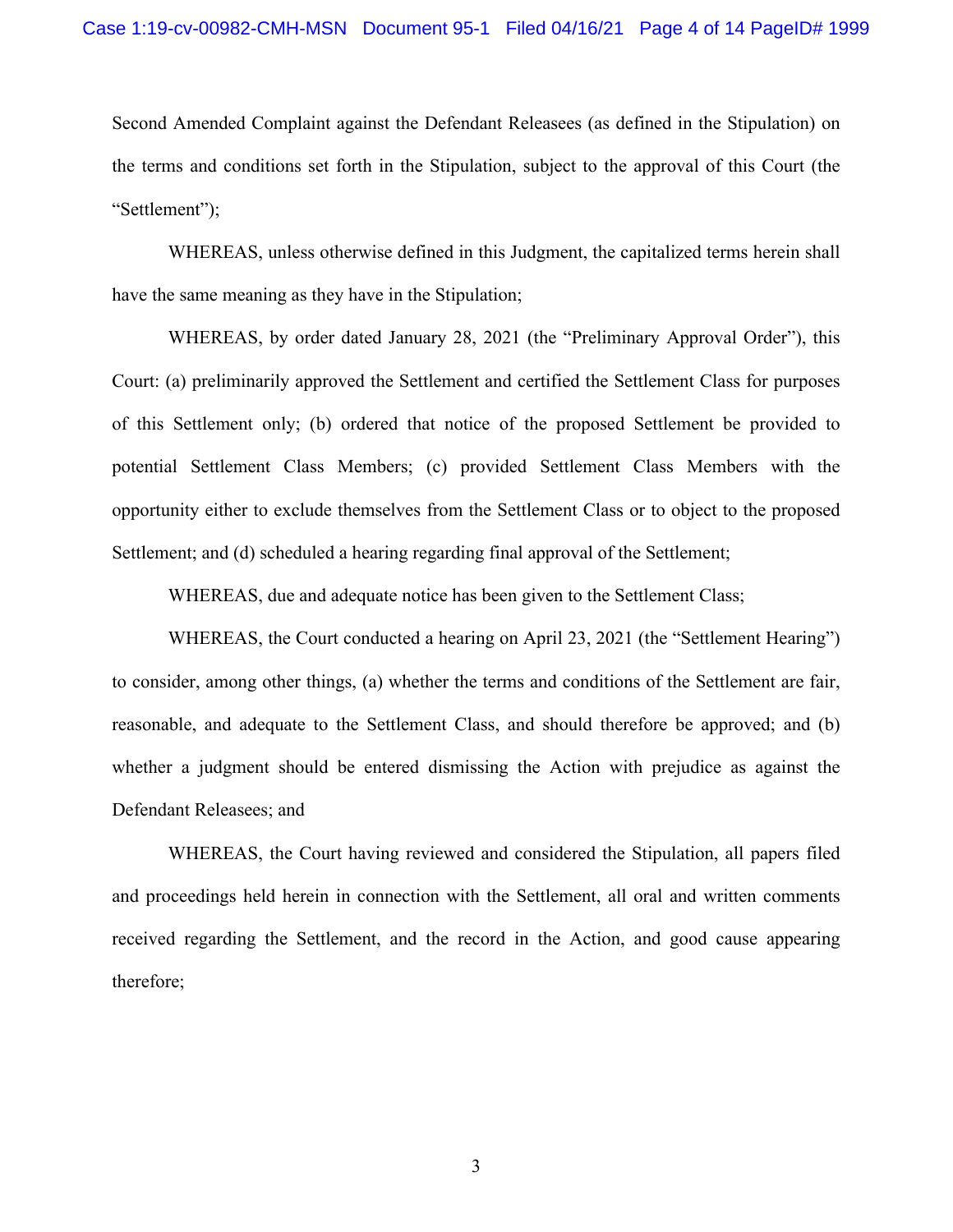Second Amended Complaint against the Defendant Releasees (as defined in the Stipulation) on the terms and conditions set forth in the Stipulation, subject to the approval of this Court (the "Settlement");

WHEREAS, unless otherwise defined in this Judgment, the capitalized terms herein shall have the same meaning as they have in the Stipulation;

WHEREAS, by order dated January 28, 2021 (the "Preliminary Approval Order"), this Court: (a) preliminarily approved the Settlement and certified the Settlement Class for purposes of this Settlement only; (b) ordered that notice of the proposed Settlement be provided to potential Settlement Class Members; (c) provided Settlement Class Members with the opportunity either to exclude themselves from the Settlement Class or to object to the proposed Settlement; and (d) scheduled a hearing regarding final approval of the Settlement;

WHEREAS, due and adequate notice has been given to the Settlement Class;

WHEREAS, the Court conducted a hearing on April 23, 2021 (the "Settlement Hearing") to consider, among other things, (a) whether the terms and conditions of the Settlement are fair, reasonable, and adequate to the Settlement Class, and should therefore be approved; and (b) whether a judgment should be entered dismissing the Action with prejudice as against the Defendant Releasees; and

WHEREAS, the Court having reviewed and considered the Stipulation, all papers filed and proceedings held herein in connection with the Settlement, all oral and written comments received regarding the Settlement, and the record in the Action, and good cause appearing therefore;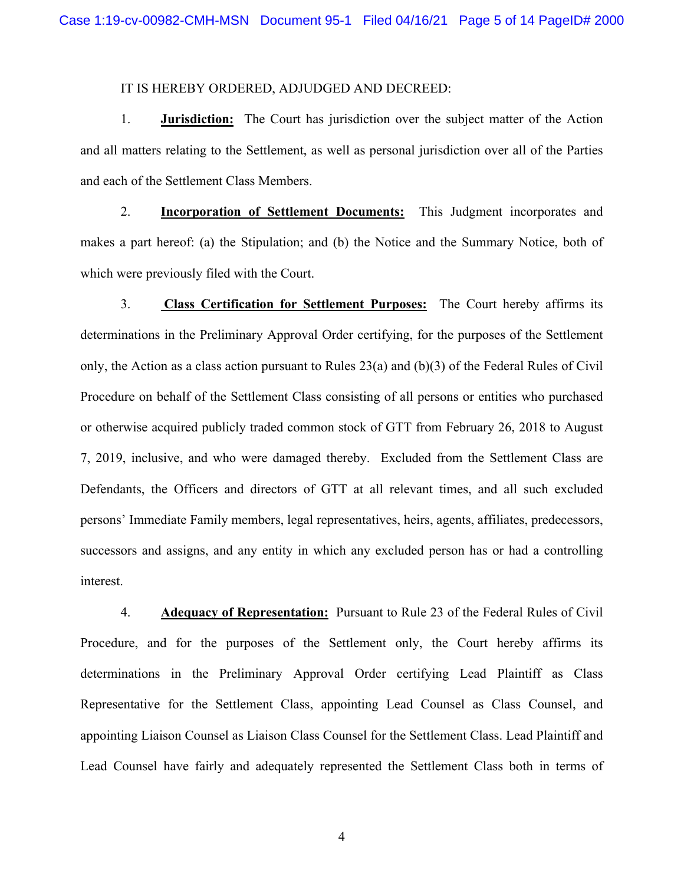IT IS HEREBY ORDERED, ADJUDGED AND DECREED:

1. **Jurisdiction:** The Court has jurisdiction over the subject matter of the Action and all matters relating to the Settlement, as well as personal jurisdiction over all of the Parties and each of the Settlement Class Members.

2. **Incorporation of Settlement Documents:** This Judgment incorporates and makes a part hereof: (a) the Stipulation; and (b) the Notice and the Summary Notice, both of which were previously filed with the Court.

3. **Class Certification for Settlement Purposes:** The Court hereby affirms its determinations in the Preliminary Approval Order certifying, for the purposes of the Settlement only, the Action as a class action pursuant to Rules 23(a) and (b)(3) of the Federal Rules of Civil Procedure on behalf of the Settlement Class consisting of all persons or entities who purchased or otherwise acquired publicly traded common stock of GTT from February 26, 2018 to August 7, 2019, inclusive, and who were damaged thereby. Excluded from the Settlement Class are Defendants, the Officers and directors of GTT at all relevant times, and all such excluded persons' Immediate Family members, legal representatives, heirs, agents, affiliates, predecessors, successors and assigns, and any entity in which any excluded person has or had a controlling interest.

4. **Adequacy of Representation:** Pursuant to Rule 23 of the Federal Rules of Civil Procedure, and for the purposes of the Settlement only, the Court hereby affirms its determinations in the Preliminary Approval Order certifying Lead Plaintiff as Class Representative for the Settlement Class, appointing Lead Counsel as Class Counsel, and appointing Liaison Counsel as Liaison Class Counsel for the Settlement Class. Lead Plaintiff and Lead Counsel have fairly and adequately represented the Settlement Class both in terms of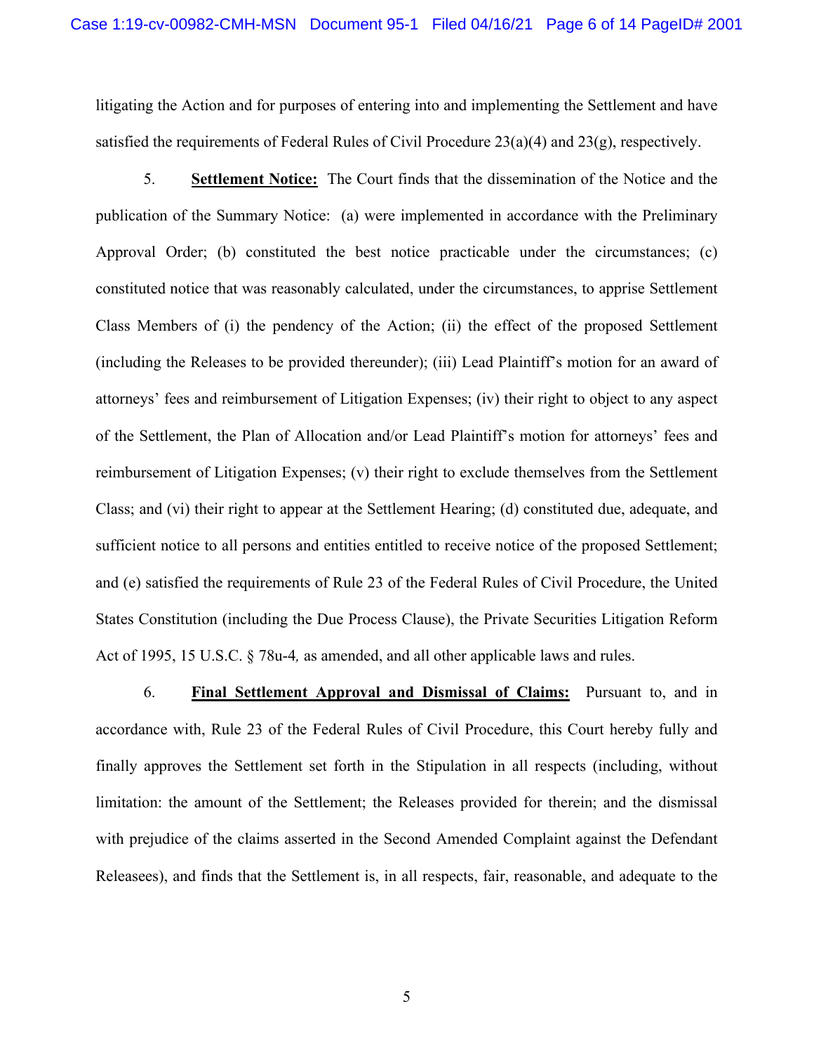litigating the Action and for purposes of entering into and implementing the Settlement and have satisfied the requirements of Federal Rules of Civil Procedure 23(a)(4) and 23(g), respectively.

5. **Settlement Notice:** The Court finds that the dissemination of the Notice and the publication of the Summary Notice: (a) were implemented in accordance with the Preliminary Approval Order; (b) constituted the best notice practicable under the circumstances; (c) constituted notice that was reasonably calculated, under the circumstances, to apprise Settlement Class Members of (i) the pendency of the Action; (ii) the effect of the proposed Settlement (including the Releases to be provided thereunder); (iii) Lead Plaintiff's motion for an award of attorneys' fees and reimbursement of Litigation Expenses; (iv) their right to object to any aspect of the Settlement, the Plan of Allocation and/or Lead Plaintiff's motion for attorneys' fees and reimbursement of Litigation Expenses; (v) their right to exclude themselves from the Settlement Class; and (vi) their right to appear at the Settlement Hearing; (d) constituted due, adequate, and sufficient notice to all persons and entities entitled to receive notice of the proposed Settlement; and (e) satisfied the requirements of Rule 23 of the Federal Rules of Civil Procedure, the United States Constitution (including the Due Process Clause), the Private Securities Litigation Reform Act of 1995, 15 U.S.C. § 78u-4*,* as amended, and all other applicable laws and rules.

6. **Final Settlement Approval and Dismissal of Claims:** Pursuant to, and in accordance with, Rule 23 of the Federal Rules of Civil Procedure, this Court hereby fully and finally approves the Settlement set forth in the Stipulation in all respects (including, without limitation: the amount of the Settlement; the Releases provided for therein; and the dismissal with prejudice of the claims asserted in the Second Amended Complaint against the Defendant Releasees), and finds that the Settlement is, in all respects, fair, reasonable, and adequate to the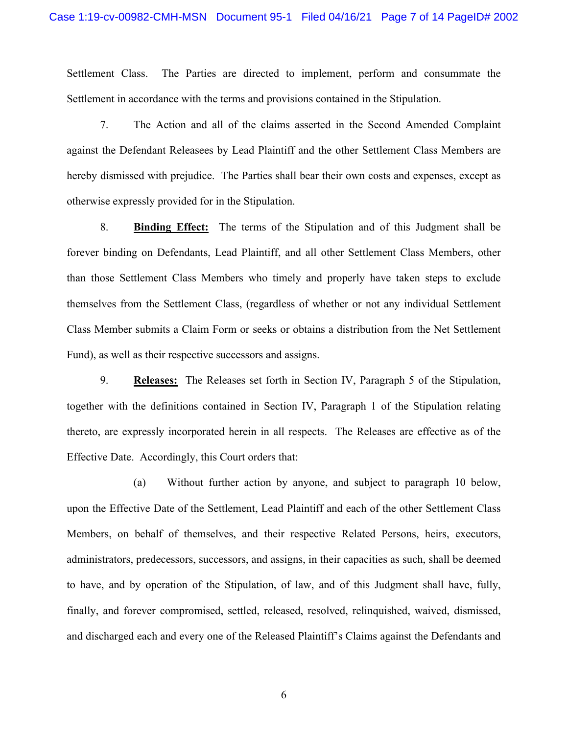Settlement Class. The Parties are directed to implement, perform and consummate the Settlement in accordance with the terms and provisions contained in the Stipulation.

7. The Action and all of the claims asserted in the Second Amended Complaint against the Defendant Releasees by Lead Plaintiff and the other Settlement Class Members are hereby dismissed with prejudice. The Parties shall bear their own costs and expenses, except as otherwise expressly provided for in the Stipulation.

8. **Binding Effect:** The terms of the Stipulation and of this Judgment shall be forever binding on Defendants, Lead Plaintiff, and all other Settlement Class Members, other than those Settlement Class Members who timely and properly have taken steps to exclude themselves from the Settlement Class, (regardless of whether or not any individual Settlement Class Member submits a Claim Form or seeks or obtains a distribution from the Net Settlement Fund), as well as their respective successors and assigns.

9. **Releases:** The Releases set forth in Section IV, Paragraph 5 of the Stipulation, together with the definitions contained in Section IV, Paragraph 1 of the Stipulation relating thereto, are expressly incorporated herein in all respects. The Releases are effective as of the Effective Date. Accordingly, this Court orders that:

(a) Without further action by anyone, and subject to paragraph 10 below, upon the Effective Date of the Settlement, Lead Plaintiff and each of the other Settlement Class Members, on behalf of themselves, and their respective Related Persons, heirs, executors, administrators, predecessors, successors, and assigns, in their capacities as such, shall be deemed to have, and by operation of the Stipulation, of law, and of this Judgment shall have, fully, finally, and forever compromised, settled, released, resolved, relinquished, waived, dismissed, and discharged each and every one of the Released Plaintiff's Claims against the Defendants and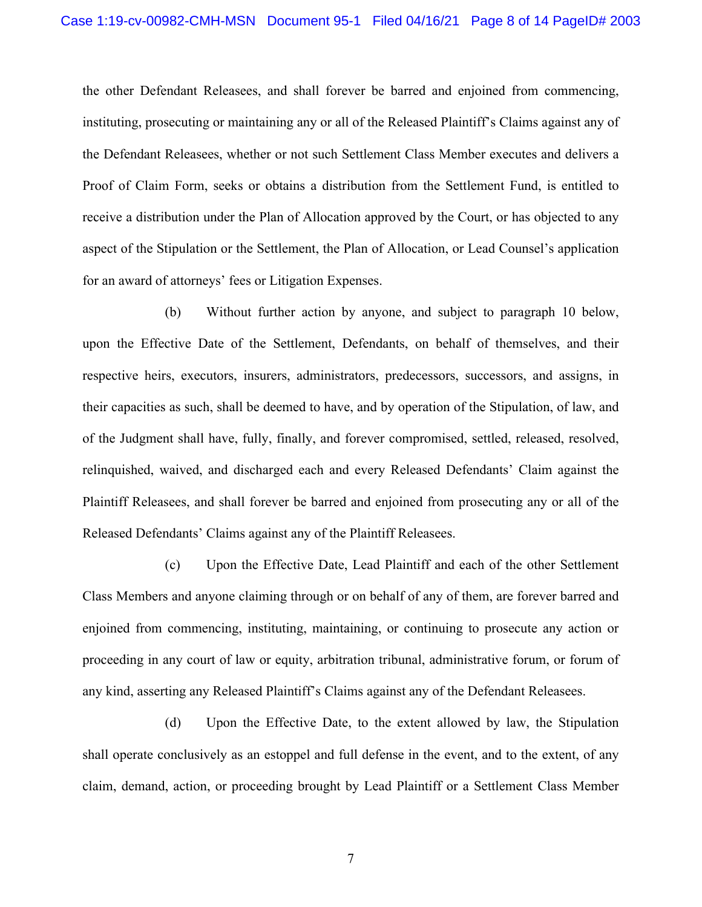the other Defendant Releasees, and shall forever be barred and enjoined from commencing, instituting, prosecuting or maintaining any or all of the Released Plaintiff's Claims against any of the Defendant Releasees, whether or not such Settlement Class Member executes and delivers a Proof of Claim Form, seeks or obtains a distribution from the Settlement Fund, is entitled to receive a distribution under the Plan of Allocation approved by the Court, or has objected to any aspect of the Stipulation or the Settlement, the Plan of Allocation, or Lead Counsel's application for an award of attorneys' fees or Litigation Expenses.

(b) Without further action by anyone, and subject to paragraph 10 below, upon the Effective Date of the Settlement, Defendants, on behalf of themselves, and their respective heirs, executors, insurers, administrators, predecessors, successors, and assigns, in their capacities as such, shall be deemed to have, and by operation of the Stipulation, of law, and of the Judgment shall have, fully, finally, and forever compromised, settled, released, resolved, relinquished, waived, and discharged each and every Released Defendants' Claim against the Plaintiff Releasees, and shall forever be barred and enjoined from prosecuting any or all of the Released Defendants' Claims against any of the Plaintiff Releasees.

(c) Upon the Effective Date, Lead Plaintiff and each of the other Settlement Class Members and anyone claiming through or on behalf of any of them, are forever barred and enjoined from commencing, instituting, maintaining, or continuing to prosecute any action or proceeding in any court of law or equity, arbitration tribunal, administrative forum, or forum of any kind, asserting any Released Plaintiff's Claims against any of the Defendant Releasees.

(d) Upon the Effective Date, to the extent allowed by law, the Stipulation shall operate conclusively as an estoppel and full defense in the event, and to the extent, of any claim, demand, action, or proceeding brought by Lead Plaintiff or a Settlement Class Member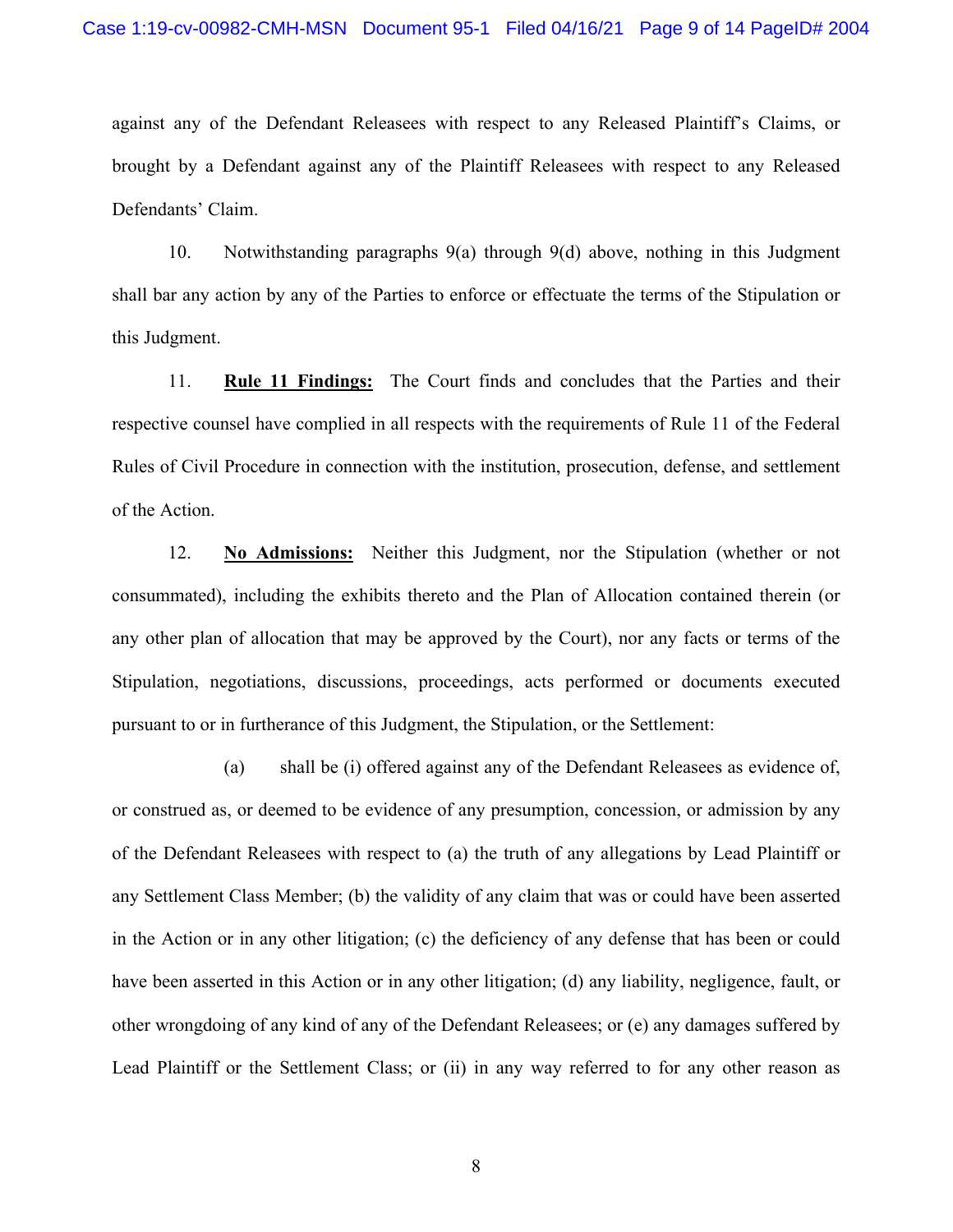against any of the Defendant Releasees with respect to any Released Plaintiff's Claims, or brought by a Defendant against any of the Plaintiff Releasees with respect to any Released Defendants' Claim.

10. Notwithstanding paragraphs 9(a) through 9(d) above, nothing in this Judgment shall bar any action by any of the Parties to enforce or effectuate the terms of the Stipulation or this Judgment.

11. **Rule 11 Findings:** The Court finds and concludes that the Parties and their respective counsel have complied in all respects with the requirements of Rule 11 of the Federal Rules of Civil Procedure in connection with the institution, prosecution, defense, and settlement of the Action.

12. **No Admissions:** Neither this Judgment, nor the Stipulation (whether or not consummated), including the exhibits thereto and the Plan of Allocation contained therein (or any other plan of allocation that may be approved by the Court), nor any facts or terms of the Stipulation, negotiations, discussions, proceedings, acts performed or documents executed pursuant to or in furtherance of this Judgment, the Stipulation, or the Settlement:

(a) shall be (i) offered against any of the Defendant Releasees as evidence of, or construed as, or deemed to be evidence of any presumption, concession, or admission by any of the Defendant Releasees with respect to (a) the truth of any allegations by Lead Plaintiff or any Settlement Class Member; (b) the validity of any claim that was or could have been asserted in the Action or in any other litigation; (c) the deficiency of any defense that has been or could have been asserted in this Action or in any other litigation; (d) any liability, negligence, fault, or other wrongdoing of any kind of any of the Defendant Releasees; or (e) any damages suffered by Lead Plaintiff or the Settlement Class; or (ii) in any way referred to for any other reason as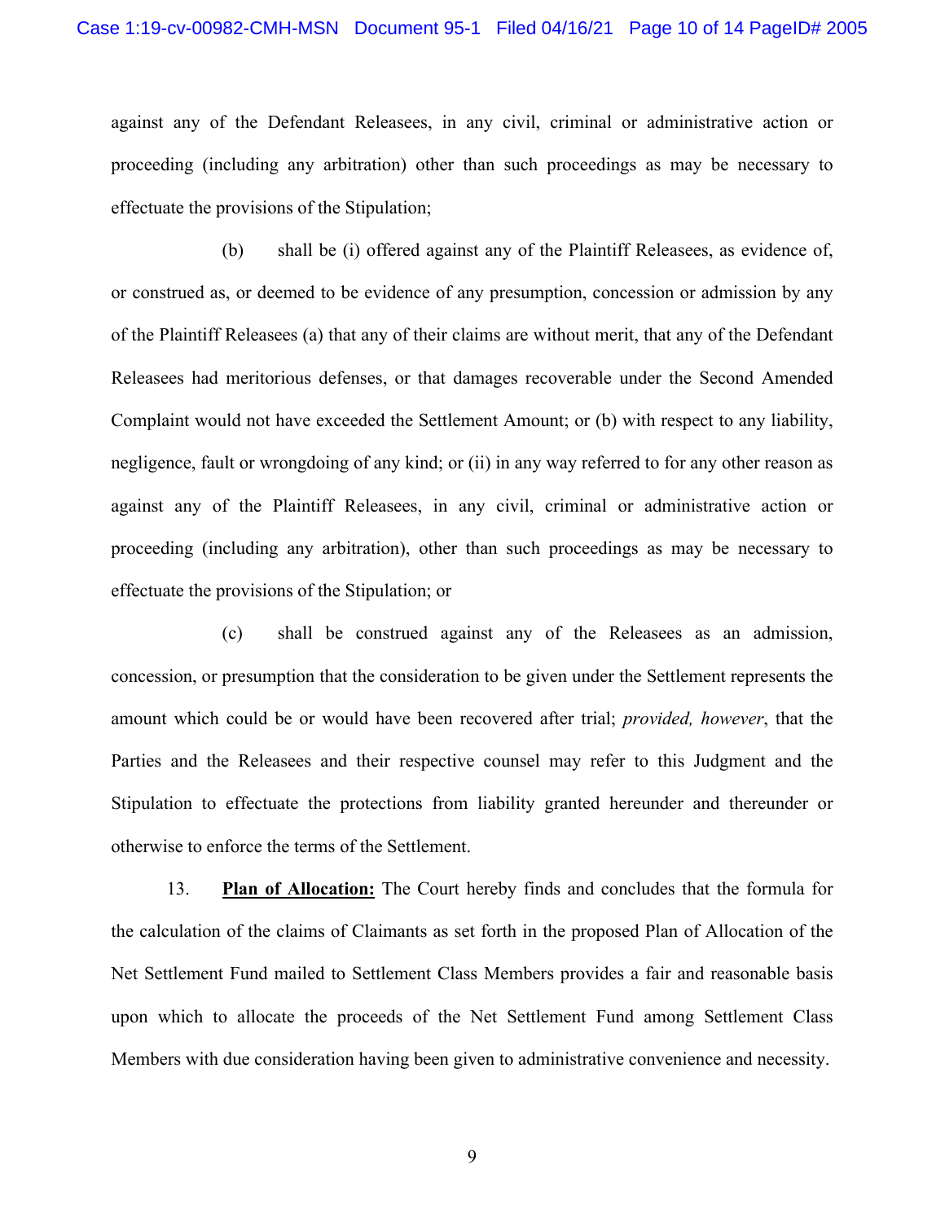against any of the Defendant Releasees, in any civil, criminal or administrative action or proceeding (including any arbitration) other than such proceedings as may be necessary to effectuate the provisions of the Stipulation;

(b) shall be (i) offered against any of the Plaintiff Releasees, as evidence of, or construed as, or deemed to be evidence of any presumption, concession or admission by any of the Plaintiff Releasees (a) that any of their claims are without merit, that any of the Defendant Releasees had meritorious defenses, or that damages recoverable under the Second Amended Complaint would not have exceeded the Settlement Amount; or (b) with respect to any liability, negligence, fault or wrongdoing of any kind; or (ii) in any way referred to for any other reason as against any of the Plaintiff Releasees, in any civil, criminal or administrative action or proceeding (including any arbitration), other than such proceedings as may be necessary to effectuate the provisions of the Stipulation; or

(c) shall be construed against any of the Releasees as an admission, concession, or presumption that the consideration to be given under the Settlement represents the amount which could be or would have been recovered after trial; *provided, however*, that the Parties and the Releasees and their respective counsel may refer to this Judgment and the Stipulation to effectuate the protections from liability granted hereunder and thereunder or otherwise to enforce the terms of the Settlement.

13. **Plan of Allocation:** The Court hereby finds and concludes that the formula for the calculation of the claims of Claimants as set forth in the proposed Plan of Allocation of the Net Settlement Fund mailed to Settlement Class Members provides a fair and reasonable basis upon which to allocate the proceeds of the Net Settlement Fund among Settlement Class Members with due consideration having been given to administrative convenience and necessity.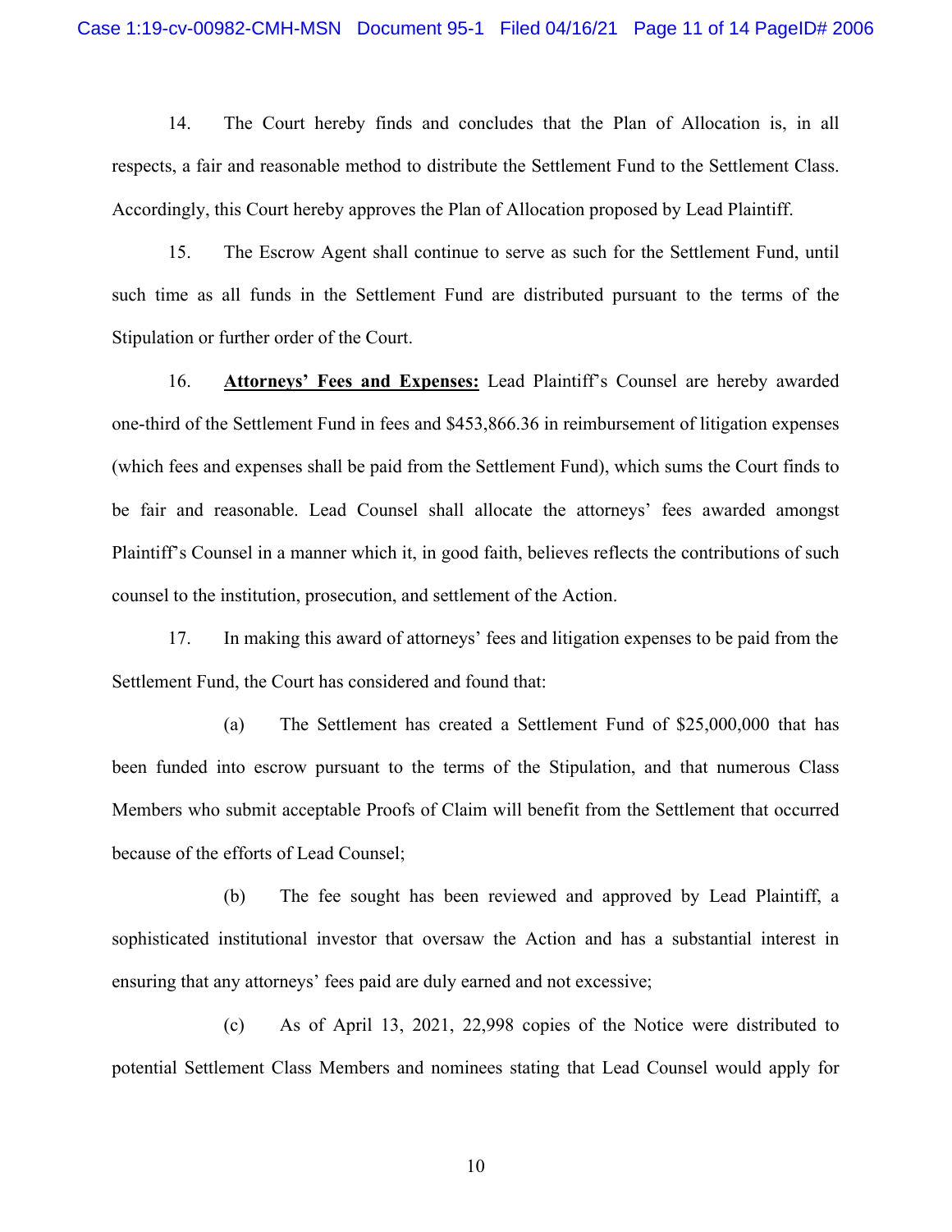14. The Court hereby finds and concludes that the Plan of Allocation is, in all respects, a fair and reasonable method to distribute the Settlement Fund to the Settlement Class. Accordingly, this Court hereby approves the Plan of Allocation proposed by Lead Plaintiff.

15. The Escrow Agent shall continue to serve as such for the Settlement Fund, until such time as all funds in the Settlement Fund are distributed pursuant to the terms of the Stipulation or further order of the Court.

16. **Attorneys' Fees and Expenses:** Lead Plaintiff's Counsel are hereby awarded one-third of the Settlement Fund in fees and $453,866.36 in reimbursement of litigation expenses (which fees and expenses shall be paid from the Settlement Fund), which sums the Court finds to be fair and reasonable. Lead Counsel shall allocate the attorneys' fees awarded amongst Plaintiff's Counsel in a manner which it, in good faith, believes reflects the contributions of such counsel to the institution, prosecution, and settlement of the Action.

17. In making this award of attorneys' fees and litigation expenses to be paid from the Settlement Fund, the Court has considered and found that:

(a) The Settlement has created a Settlement Fund of $25,000,000 that has been funded into escrow pursuant to the terms of the Stipulation, and that numerous Class Members who submit acceptable Proofs of Claim will benefit from the Settlement that occurred because of the efforts of Lead Counsel;

(b) The fee sought has been reviewed and approved by Lead Plaintiff, a sophisticated institutional investor that oversaw the Action and has a substantial interest in ensuring that any attorneys' fees paid are duly earned and not excessive;

(c) As of April 13, 2021, 22,998 copies of the Notice were distributed to potential Settlement Class Members and nominees stating that Lead Counsel would apply for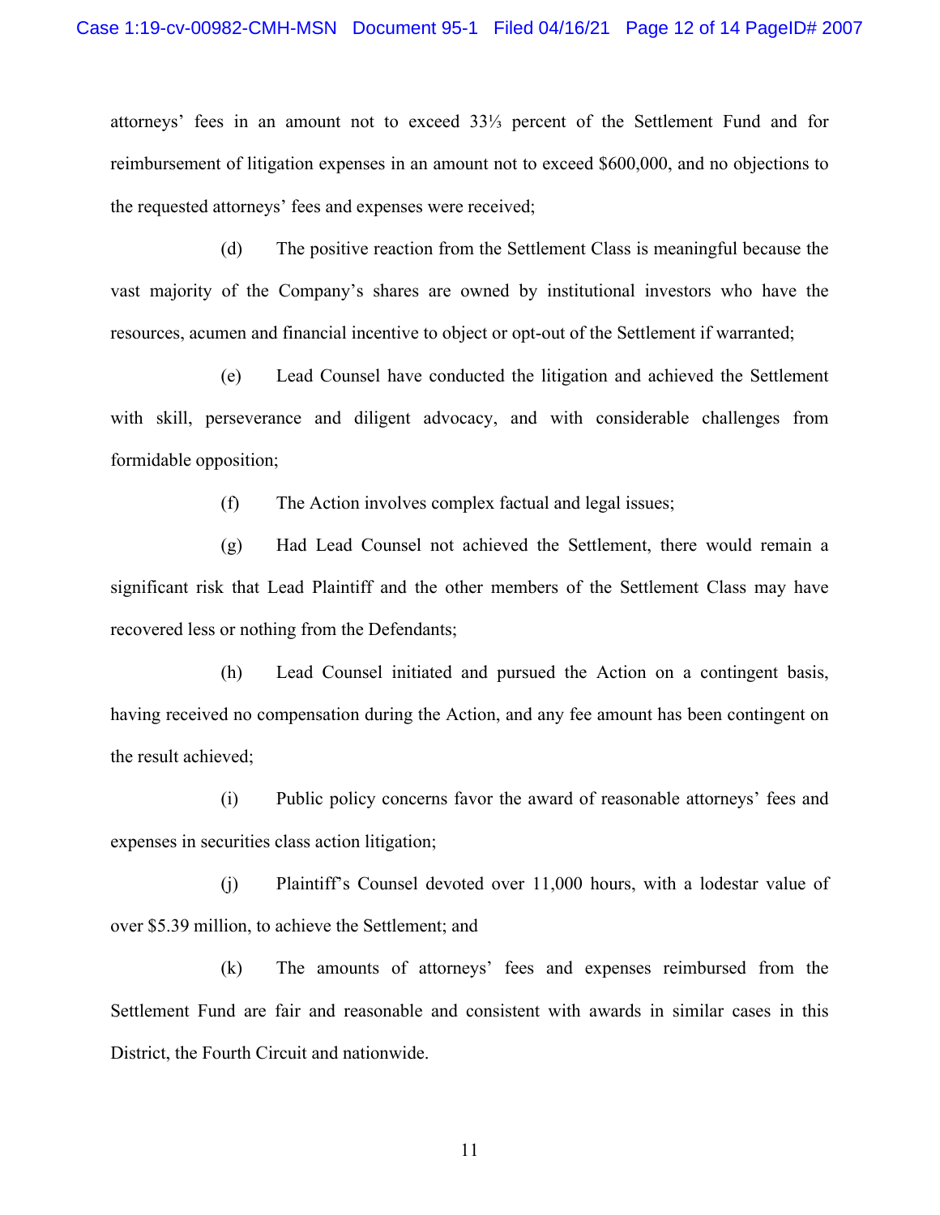attorneys' fees in an amount not to exceed 33⅓ percent of the Settlement Fund and for reimbursement of litigation expenses in an amount not to exceed $600,000, and no objections to the requested attorneys' fees and expenses were received;

(d) The positive reaction from the Settlement Class is meaningful because the vast majority of the Company's shares are owned by institutional investors who have the resources, acumen and financial incentive to object or opt-out of the Settlement if warranted;

(e) Lead Counsel have conducted the litigation and achieved the Settlement with skill, perseverance and diligent advocacy, and with considerable challenges from formidable opposition;

(f) The Action involves complex factual and legal issues;

(g) Had Lead Counsel not achieved the Settlement, there would remain a significant risk that Lead Plaintiff and the other members of the Settlement Class may have recovered less or nothing from the Defendants;

(h) Lead Counsel initiated and pursued the Action on a contingent basis, having received no compensation during the Action, and any fee amount has been contingent on the result achieved;

(i) Public policy concerns favor the award of reasonable attorneys' fees and expenses in securities class action litigation;

(j) Plaintiff's Counsel devoted over 11,000 hours, with a lodestar value of over $5.39 million, to achieve the Settlement; and

(k) The amounts of attorneys' fees and expenses reimbursed from the Settlement Fund are fair and reasonable and consistent with awards in similar cases in this District, the Fourth Circuit and nationwide.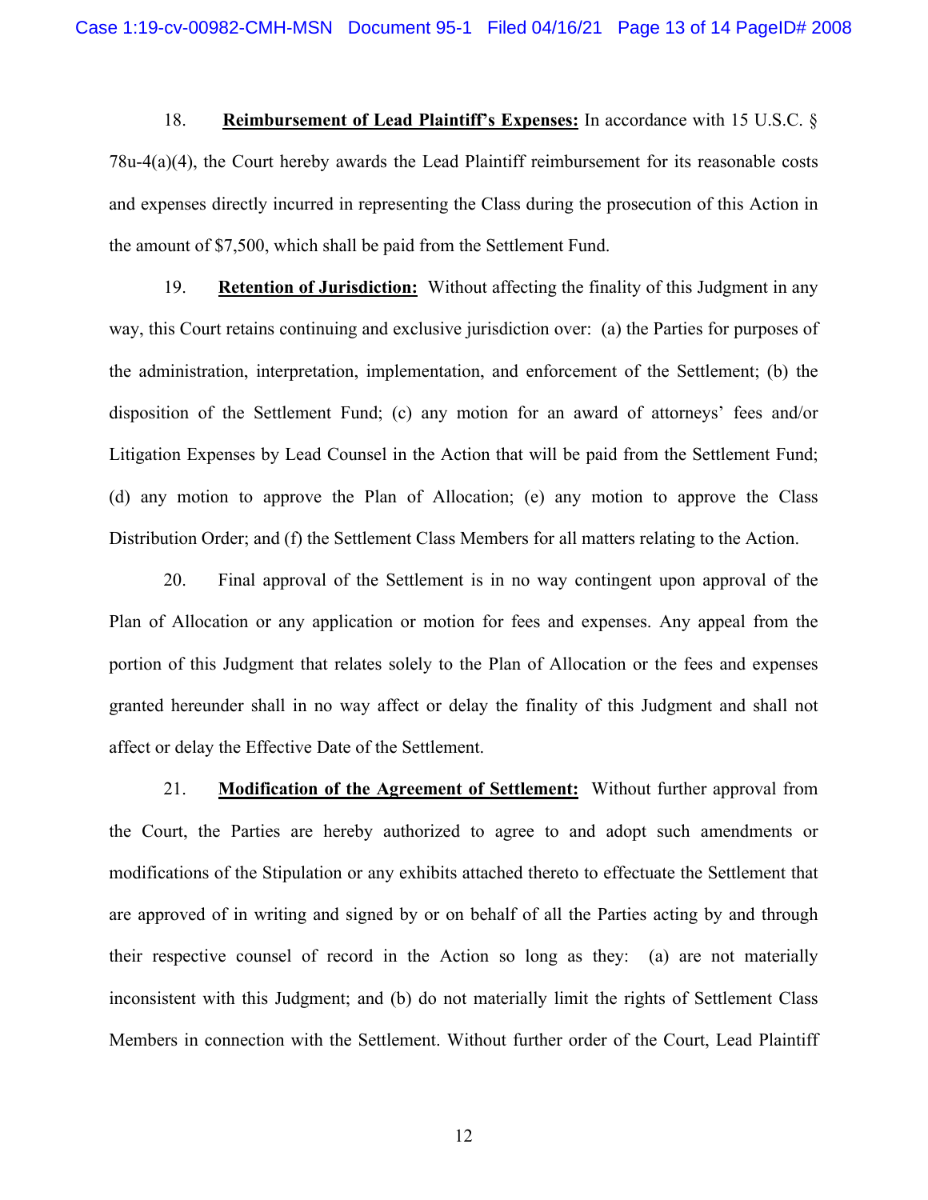18. **Reimbursement of Lead Plaintiff's Expenses:** In accordance with 15 U.S.C. § 78u-4(a)(4), the Court hereby awards the Lead Plaintiff reimbursement for its reasonable costs and expenses directly incurred in representing the Class during the prosecution of this Action in the amount of $7,500, which shall be paid from the Settlement Fund.

19. **Retention of Jurisdiction:** Without affecting the finality of this Judgment in any way, this Court retains continuing and exclusive jurisdiction over: (a) the Parties for purposes of the administration, interpretation, implementation, and enforcement of the Settlement; (b) the disposition of the Settlement Fund; (c) any motion for an award of attorneys' fees and/or Litigation Expenses by Lead Counsel in the Action that will be paid from the Settlement Fund; (d) any motion to approve the Plan of Allocation; (e) any motion to approve the Class Distribution Order; and (f) the Settlement Class Members for all matters relating to the Action.

20. Final approval of the Settlement is in no way contingent upon approval of the Plan of Allocation or any application or motion for fees and expenses. Any appeal from the portion of this Judgment that relates solely to the Plan of Allocation or the fees and expenses granted hereunder shall in no way affect or delay the finality of this Judgment and shall not affect or delay the Effective Date of the Settlement.

21. **Modification of the Agreement of Settlement:** Without further approval from the Court, the Parties are hereby authorized to agree to and adopt such amendments or modifications of the Stipulation or any exhibits attached thereto to effectuate the Settlement that are approved of in writing and signed by or on behalf of all the Parties acting by and through their respective counsel of record in the Action so long as they: (a) are not materially inconsistent with this Judgment; and (b) do not materially limit the rights of Settlement Class Members in connection with the Settlement. Without further order of the Court, Lead Plaintiff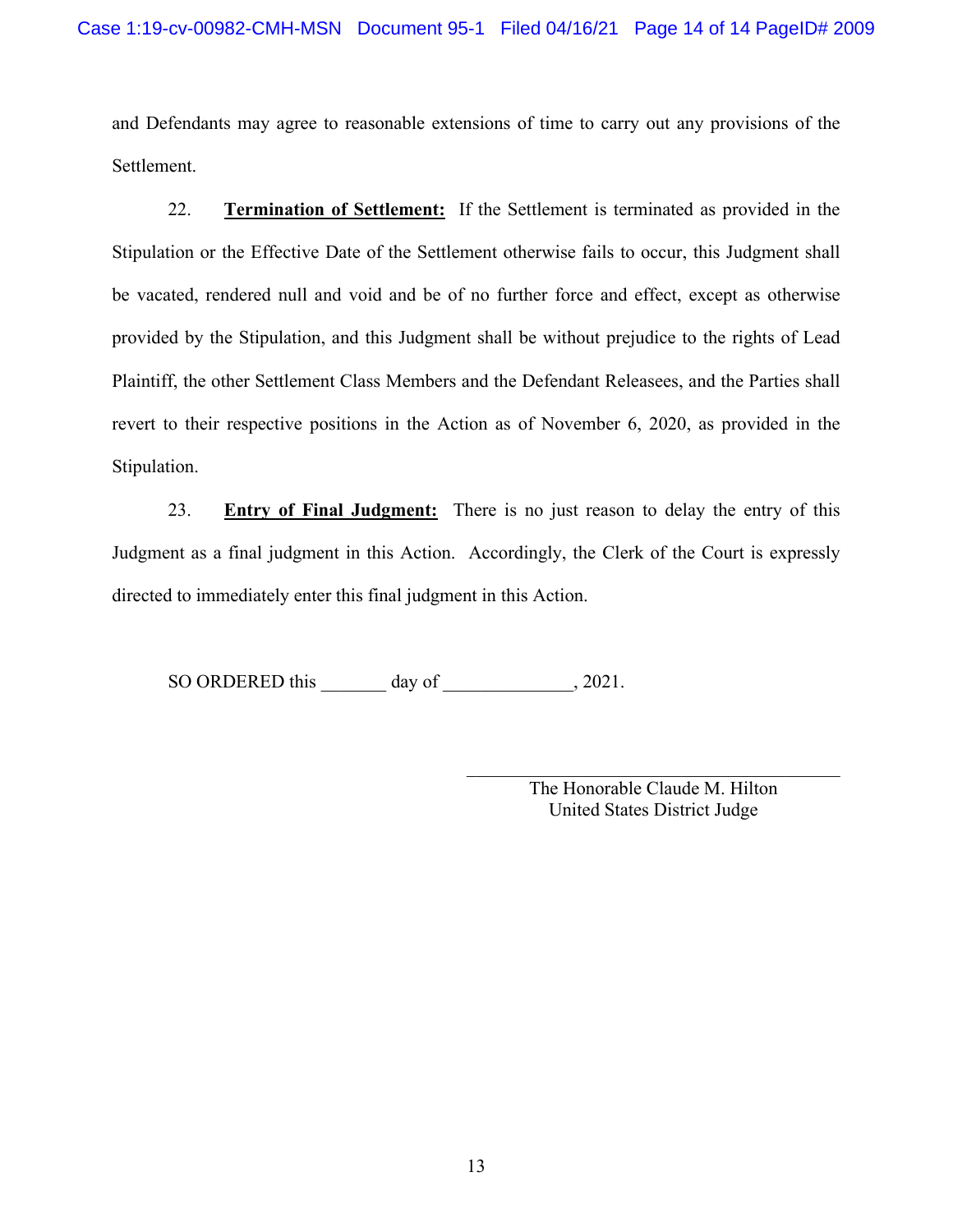and Defendants may agree to reasonable extensions of time to carry out any provisions of the Settlement.

22. **Termination of Settlement:** If the Settlement is terminated as provided in the Stipulation or the Effective Date of the Settlement otherwise fails to occur, this Judgment shall be vacated, rendered null and void and be of no further force and effect, except as otherwise provided by the Stipulation, and this Judgment shall be without prejudice to the rights of Lead Plaintiff, the other Settlement Class Members and the Defendant Releasees, and the Parties shall revert to their respective positions in the Action as of November 6, 2020, as provided in the Stipulation.

23. **Entry of Final Judgment:** There is no just reason to delay the entry of this Judgment as a final judgment in this Action. Accordingly, the Clerk of the Court is expressly directed to immediately enter this final judgment in this Action.

SO ORDERED this _______ day of ______________, 2021.

______________________________________
The Honorable Claude M. Hilton
United States District Judge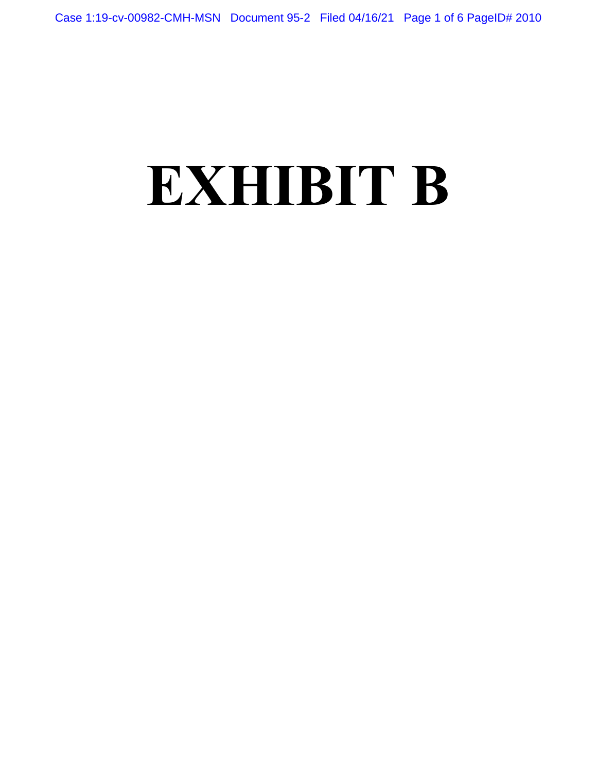# EXHIBIT B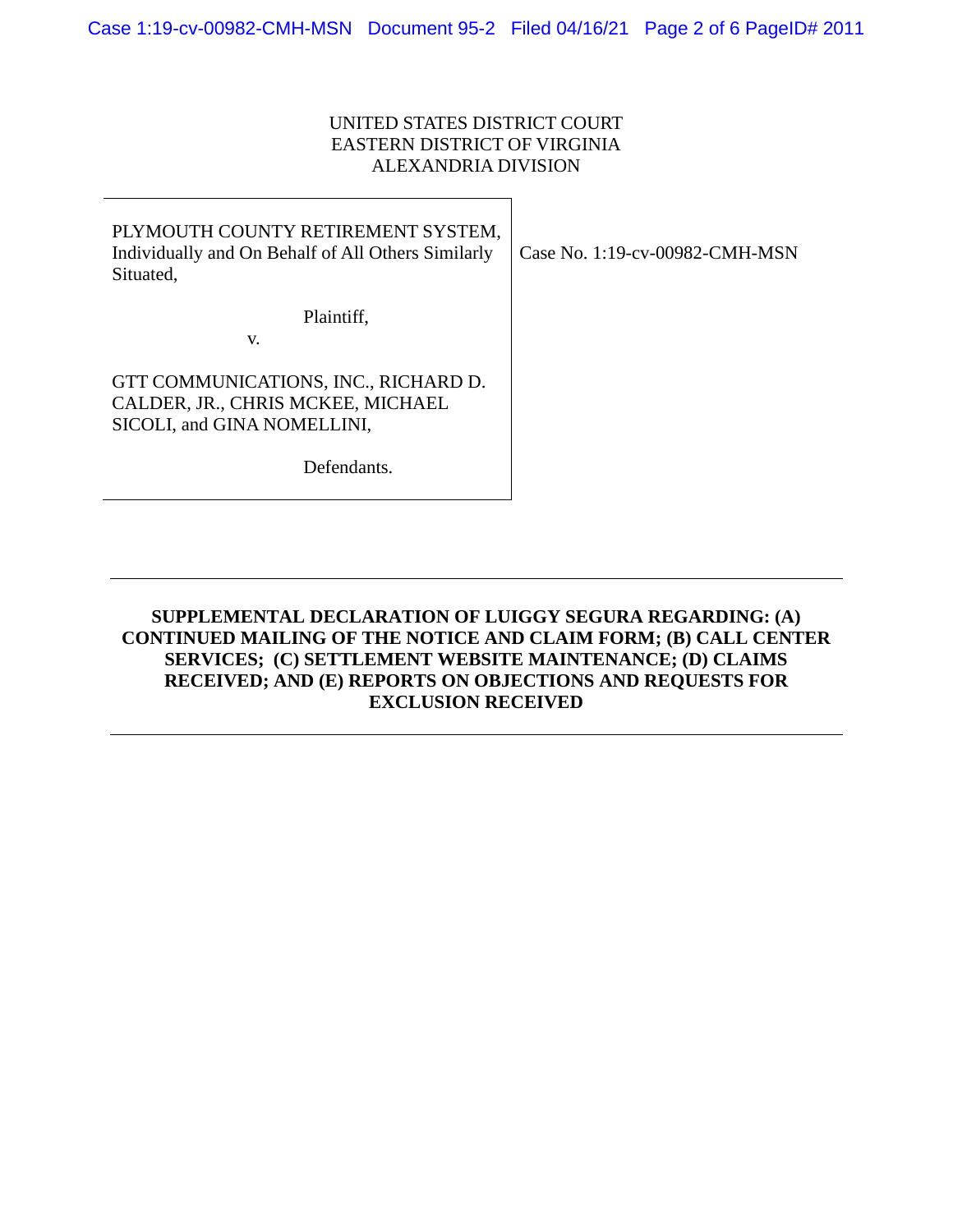UNITED STATES DISTRICT COURT
EASTERN DISTRICT OF VIRGINIA
ALEXANDRIA DIVISION

| | |
|---|---|
| PLYMOUTH COUNTY RETIREMENT SYSTEM, Individually and On Behalf of All Others Similarly Situated,<br><br>Plaintiff,<br><br>v.<br><br>GTT COMMUNICATIONS, INC., RICHARD D. CALDER, JR., CHRIS MCKEE, MICHAEL SICOLI, and GINA NOMELLINI,<br><br>Defendants. | Case No. 1:19-cv-00982-CMH-MSN |

---

**SUPPLEMENTAL DECLARATION OF LUIGGY SEGURA REGARDING: (A) CONTINUED MAILING OF THE NOTICE AND CLAIM FORM; (B) CALL CENTER SERVICES; (C) SETTLEMENT WEBSITE MAINTENANCE; (D) CLAIMS RECEIVED; AND (E) REPORTS ON OBJECTIONS AND REQUESTS FOR EXCLUSION RECEIVED**

---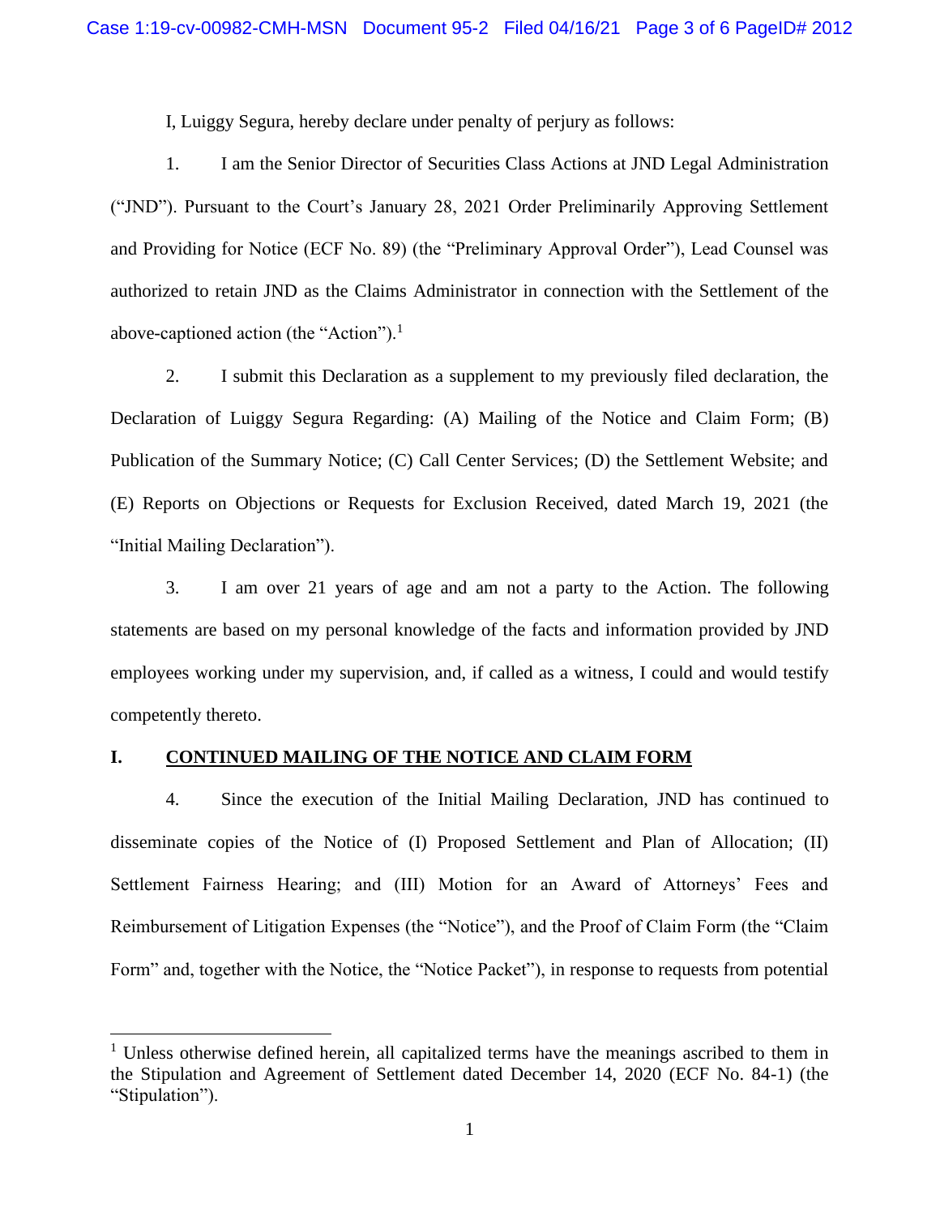I, Luiggy Segura, hereby declare under penalty of perjury as follows:

1. I am the Senior Director of Securities Class Actions at JND Legal Administration ("JND"). Pursuant to the Court's January 28, 2021 Order Preliminarily Approving Settlement and Providing for Notice (ECF No. 89) (the "Preliminary Approval Order"), Lead Counsel was authorized to retain JND as the Claims Administrator in connection with the Settlement of the above-captioned action (the "Action").[1]

2. I submit this Declaration as a supplement to my previously filed declaration, the Declaration of Luiggy Segura Regarding: (A) Mailing of the Notice and Claim Form; (B) Publication of the Summary Notice; (C) Call Center Services; (D) the Settlement Website; and (E) Reports on Objections or Requests for Exclusion Received, dated March 19, 2021 (the "Initial Mailing Declaration").

3. I am over 21 years of age and am not a party to the Action. The following statements are based on my personal knowledge of the facts and information provided by JND employees working under my supervision, and, if called as a witness, I could and would testify competently thereto.

## I. CONTINUED MAILING OF THE NOTICE AND CLAIM FORM

4. Since the execution of the Initial Mailing Declaration, JND has continued to disseminate copies of the Notice of (I) Proposed Settlement and Plan of Allocation; (II) Settlement Fairness Hearing; and (III) Motion for an Award of Attorneys' Fees and Reimbursement of Litigation Expenses (the "Notice"), and the Proof of Claim Form (the "Claim Form" and, together with the Notice, the "Notice Packet"), in response to requests from potential

[1] Unless otherwise defined herein, all capitalized terms have the meanings ascribed to them in the Stipulation and Agreement of Settlement dated December 14, 2020 (ECF No. 84-1) (the "Stipulation").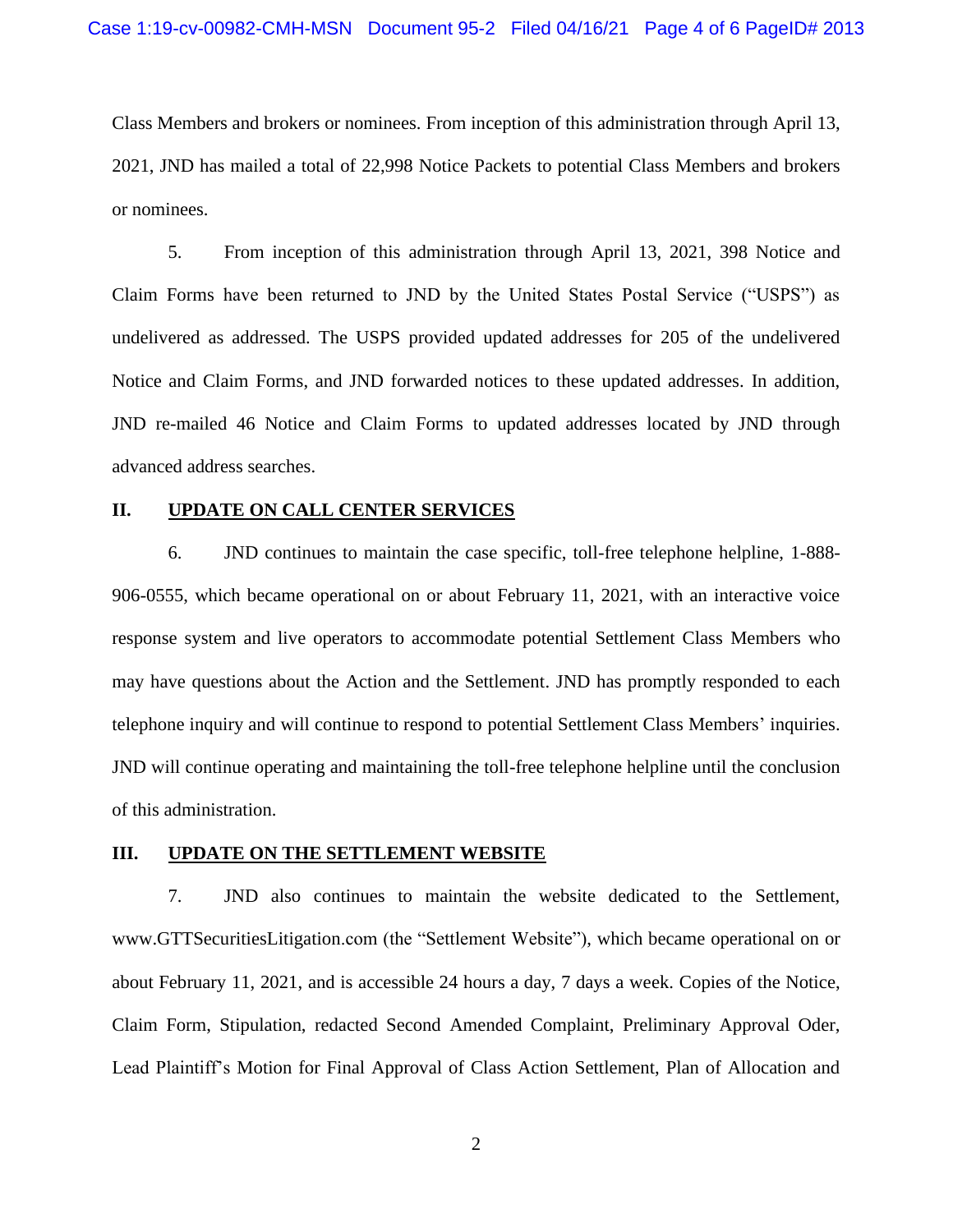Class Members and brokers or nominees. From inception of this administration through April 13, 2021, JND has mailed a total of 22,998 Notice Packets to potential Class Members and brokers or nominees.

5. From inception of this administration through April 13, 2021, 398 Notice and Claim Forms have been returned to JND by the United States Postal Service ("USPS") as undelivered as addressed. The USPS provided updated addresses for 205 of the undelivered Notice and Claim Forms, and JND forwarded notices to these updated addresses. In addition, JND re-mailed 46 Notice and Claim Forms to updated addresses located by JND through advanced address searches.

## II. UPDATE ON CALL CENTER SERVICES

6. JND continues to maintain the case specific, toll-free telephone helpline, 1-888-906-0555, which became operational on or about February 11, 2021, with an interactive voice response system and live operators to accommodate potential Settlement Class Members who may have questions about the Action and the Settlement. JND has promptly responded to each telephone inquiry and will continue to respond to potential Settlement Class Members' inquiries. JND will continue operating and maintaining the toll-free telephone helpline until the conclusion of this administration.

## III. UPDATE ON THE SETTLEMENT WEBSITE

7. JND also continues to maintain the website dedicated to the Settlement, www.GTTSecuritiesLitigation.com (the "Settlement Website"), which became operational on or about February 11, 2021, and is accessible 24 hours a day, 7 days a week. Copies of the Notice, Claim Form, Stipulation, redacted Second Amended Complaint, Preliminary Approval Oder, Lead Plaintiff's Motion for Final Approval of Class Action Settlement, Plan of Allocation and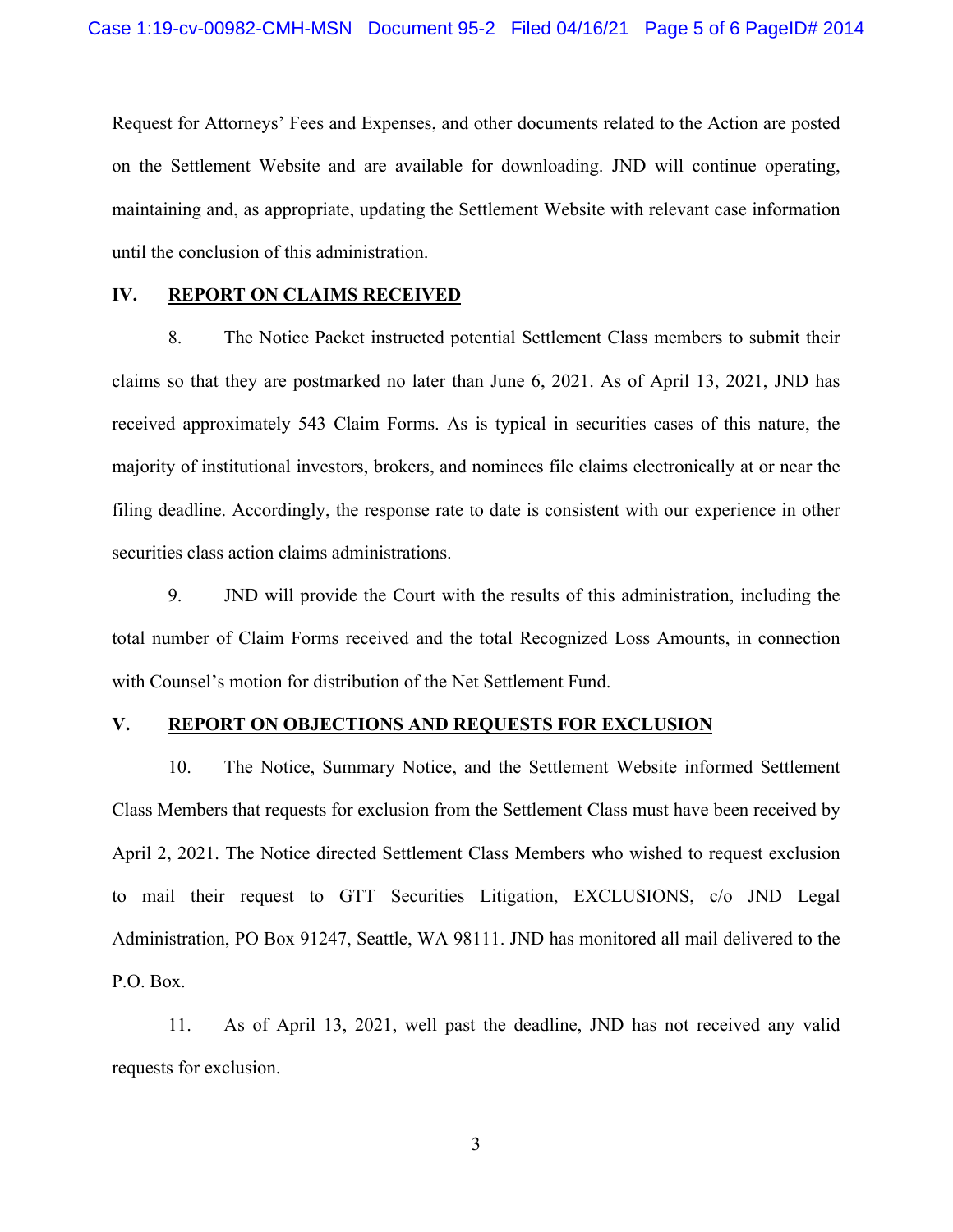Request for Attorneys' Fees and Expenses, and other documents related to the Action are posted on the Settlement Website and are available for downloading. JND will continue operating, maintaining and, as appropriate, updating the Settlement Website with relevant case information until the conclusion of this administration.

## IV. REPORT ON CLAIMS RECEIVED

8. The Notice Packet instructed potential Settlement Class members to submit their claims so that they are postmarked no later than June 6, 2021. As of April 13, 2021, JND has received approximately 543 Claim Forms. As is typical in securities cases of this nature, the majority of institutional investors, brokers, and nominees file claims electronically at or near the filing deadline. Accordingly, the response rate to date is consistent with our experience in other securities class action claims administrations.

9. JND will provide the Court with the results of this administration, including the total number of Claim Forms received and the total Recognized Loss Amounts, in connection with Counsel's motion for distribution of the Net Settlement Fund.

## V. REPORT ON OBJECTIONS AND REQUESTS FOR EXCLUSION

10. The Notice, Summary Notice, and the Settlement Website informed Settlement Class Members that requests for exclusion from the Settlement Class must have been received by April 2, 2021. The Notice directed Settlement Class Members who wished to request exclusion to mail their request to GTT Securities Litigation, EXCLUSIONS, c/o JND Legal Administration, PO Box 91247, Seattle, WA 98111. JND has monitored all mail delivered to the P.O. Box.

11. As of April 13, 2021, well past the deadline, JND has not received any valid requests for exclusion.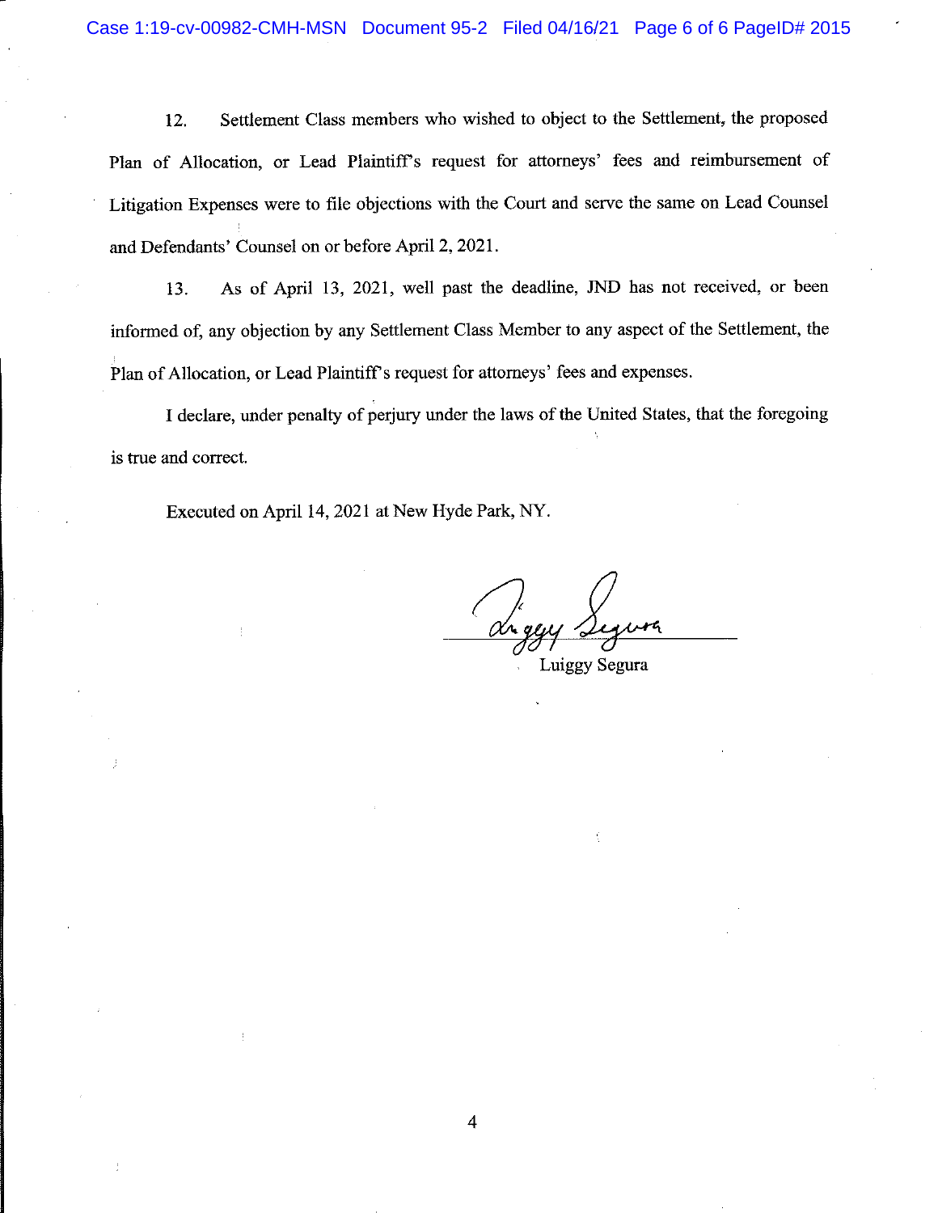12. Settlement Class members who wished to object to the Settlement, the proposed Plan of Allocation, or Lead Plaintiff's request for attorneys' fees and reimbursement of Litigation Expenses were to file objections with the Court and serve the same on Lead Counsel and Defendants' Counsel on or before April 2, 2021.

13. As of April 13, 2021, well past the deadline, JND has not received, or been informed of, any objection by any Settlement Class Member to any aspect of the Settlement, the Plan of Allocation, or Lead Plaintiff's request for attorneys' fees and expenses.

I declare, under penalty of perjury under the laws of the United States, that the foregoing is true and correct.

Executed on April 14, 2021 at New Hyde Park, NY.

Luiggy Segura

Luiggy Segura